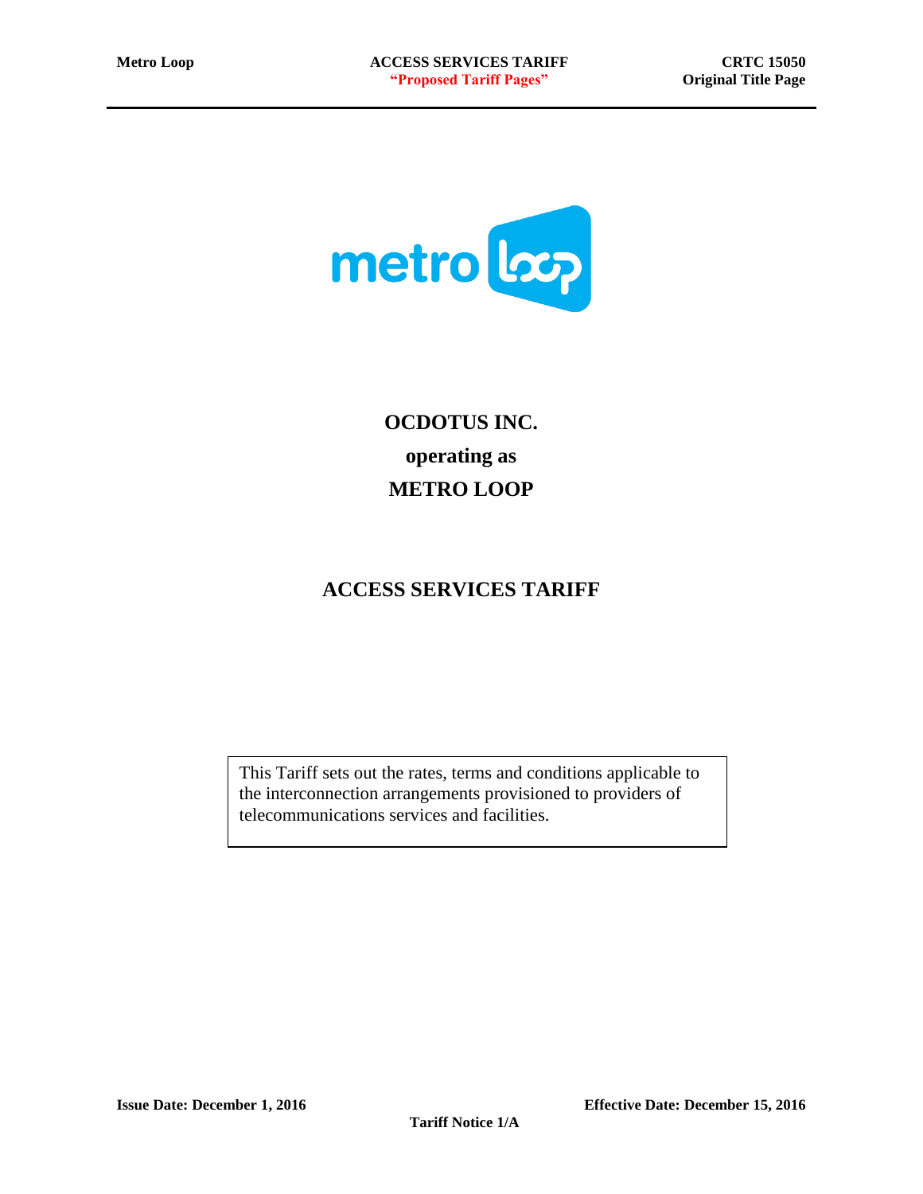# OCDOTUS INC.

# operating as

# METRO LOOP

## ACCESS SERVICES TARIFF

This Tariff sets out the rates, terms and conditions applicable to the interconnection arrangements provisioned to providers of telecommunications services and facilities.

**Issue Date: December 1, 2016**

**Effective Date: December 15, 2016**

**Tariff Notice 1/A**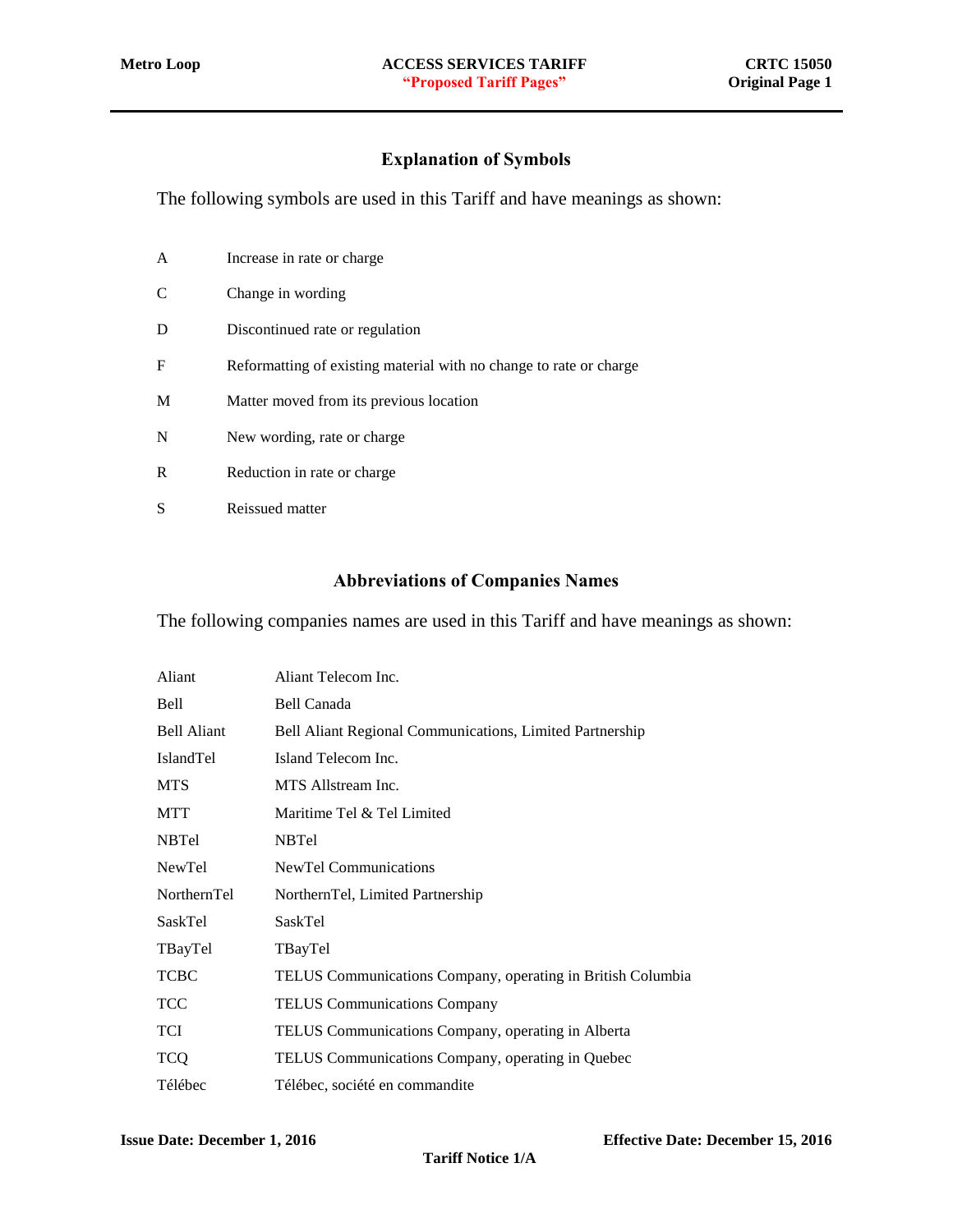## Explanation of Symbols

The following symbols are used in this Tariff and have meanings as shown:

| | |
|---|---|
| A | Increase in rate or charge |
| C | Change in wording |
| D | Discontinued rate or regulation |
| F | Reformatting of existing material with no change to rate or charge |
| M | Matter moved from its previous location |
| N | New wording, rate or charge |
| R | Reduction in rate or charge |
| S | Reissued matter |

## Abbreviations of Companies Names

The following companies names are used in this Tariff and have meanings as shown:

| | |
|---|---|
| Aliant | Aliant Telecom Inc. |
| Bell | Bell Canada |
| Bell Aliant | Bell Aliant Regional Communications, Limited Partnership |
| IslandTel | Island Telecom Inc. |
| MTS | MTS Allstream Inc. |
| MTT | Maritime Tel & Tel Limited |
| NBTel | NBTel |
| NewTel | NewTel Communications |
| NorthernTel | NorthernTel, Limited Partnership |
| SaskTel | SaskTel |
| TBayTel | TBayTel |
| TCBC | TELUS Communications Company, operating in British Columbia |
| TCC | TELUS Communications Company |
| TCI | TELUS Communications Company, operating in Alberta |
| TCQ | TELUS Communications Company, operating in Quebec |
| Télébec | Télébec, société en commandite |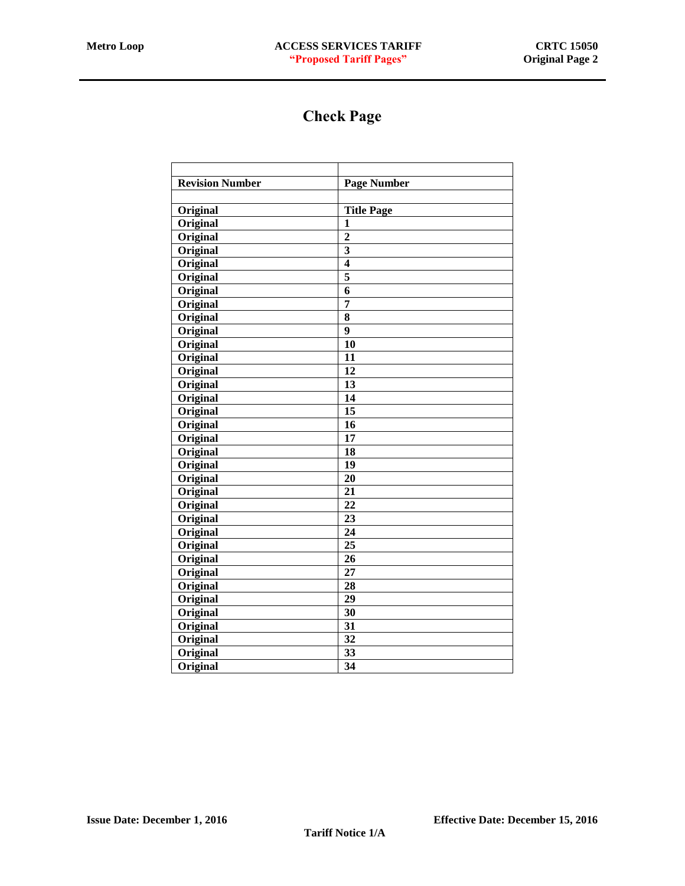# Check Page

| Revision Number | Page Number |
|---|---|
| Original | Title Page |
| Original | 1 |
| Original | 2 |
| Original | 3 |
| Original | 4 |
| Original | 5 |
| Original | 6 |
| Original | 7 |
| Original | 8 |
| Original | 9 |
| Original | 10 |
| Original | 11 |
| Original | 12 |
| Original | 13 |
| Original | 14 |
| Original | 15 |
| Original | 16 |
| Original | 17 |
| Original | 18 |
| Original | 19 |
| Original | 20 |
| Original | 21 |
| Original | 22 |
| Original | 23 |
| Original | 24 |
| Original | 25 |
| Original | 26 |
| Original | 27 |
| Original | 28 |
| Original | 29 |
| Original | 30 |
| Original | 31 |
| Original | 32 |
| Original | 33 |
| Original | 34 |

**Issue Date: December 1, 2016** **Effective Date: December 15, 2016**

**Tariff Notice 1/A**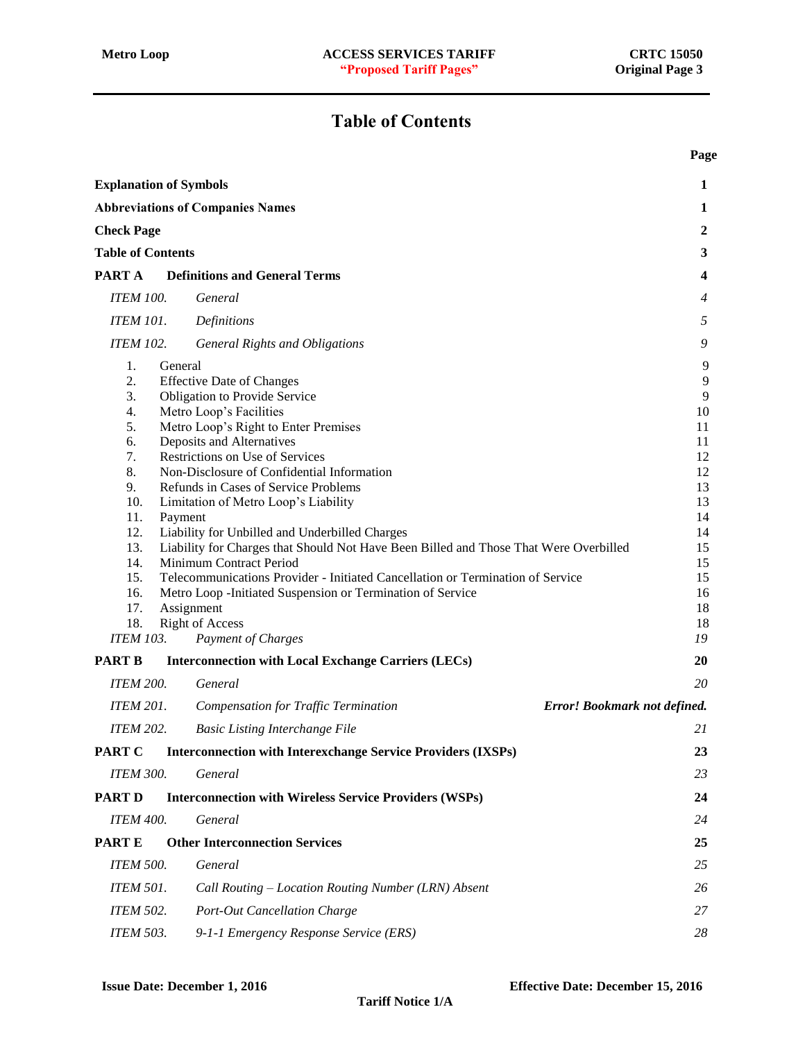# Table of Contents

| | | Page |
|---|---|---|
| **Explanation of Symbols** | | **1** |
| **Abbreviations of Companies Names** | | **1** |
| **Check Page** | | **2** |
| **Table of Contents** | | **3** |
| **PART A** | **Definitions and General Terms** | **4** |
| *ITEM 100.* | *General* | *4* |
| *ITEM 101.* | *Definitions* | *5* |
| *ITEM 102.* | *General Rights and Obligations* | *9* |
| 1. | General | 9 |
| 2. | Effective Date of Changes | 9 |
| 3. | Obligation to Provide Service | 9 |
| 4. | Metro Loop's Facilities | 10 |
| 5. | Metro Loop's Right to Enter Premises | 11 |
| 6. | Deposits and Alternatives | 11 |
| 7. | Restrictions on Use of Services | 12 |
| 8. | Non-Disclosure of Confidential Information | 12 |
| 9. | Refunds in Cases of Service Problems | 13 |
| 10. | Limitation of Metro Loop's Liability | 13 |
| 11. | Payment | 14 |
| 12. | Liability for Unbilled and Underbilled Charges | 14 |
| 13. | Liability for Charges that Should Not Have Been Billed and Those That Were Overbilled | 15 |
| 14. | Minimum Contract Period | 15 |
| 15. | Telecommunications Provider - Initiated Cancellation or Termination of Service | 15 |
| 16. | Metro Loop -Initiated Suspension or Termination of Service | 16 |
| 17. | Assignment | 18 |
| 18. | Right of Access | 18 |
| *ITEM 103.* | *Payment of Charges* | *19* |
| **PART B** | **Interconnection with Local Exchange Carriers (LECs)** | **20** |
| *ITEM 200.* | *General* | *20* |
| *ITEM 201.* | *Compensation for Traffic Termination* | ***Error! Bookmark not defined.*** |
| *ITEM 202.* | *Basic Listing Interchange File* | *21* |
| **PART C** | **Interconnection with Interexchange Service Providers (IXSPs)** | **23** |
| *ITEM 300.* | *General* | *23* |
| **PART D** | **Interconnection with Wireless Service Providers (WSPs)** | **24** |
| *ITEM 400.* | *General* | *24* |
| **PART E** | **Other Interconnection Services** | **25** |
| *ITEM 500.* | *General* | *25* |
| *ITEM 501.* | *Call Routing – Location Routing Number (LRN) Absent* | *26* |
| *ITEM 502.* | *Port-Out Cancellation Charge* | *27* |
| *ITEM 503.* | *9-1-1 Emergency Response Service (ERS)* | *28* |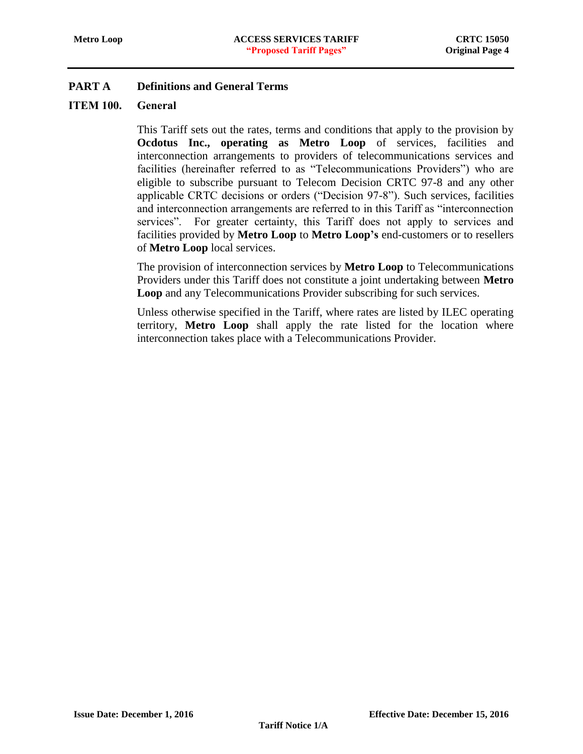## PART A Definitions and General Terms

### ITEM 100. General

This Tariff sets out the rates, terms and conditions that apply to the provision by **Ocdotus Inc., operating as Metro Loop** of services, facilities and interconnection arrangements to providers of telecommunications services and facilities (hereinafter referred to as "Telecommunications Providers") who are eligible to subscribe pursuant to Telecom Decision CRTC 97-8 and any other applicable CRTC decisions or orders ("Decision 97-8"). Such services, facilities and interconnection arrangements are referred to in this Tariff as "interconnection services". For greater certainty, this Tariff does not apply to services and facilities provided by **Metro Loop** to **Metro Loop's** end-customers or to resellers of **Metro Loop** local services.

The provision of interconnection services by **Metro Loop** to Telecommunications Providers under this Tariff does not constitute a joint undertaking between **Metro Loop** and any Telecommunications Provider subscribing for such services.

Unless otherwise specified in the Tariff, where rates are listed by ILEC operating territory, **Metro Loop** shall apply the rate listed for the location where interconnection takes place with a Telecommunications Provider.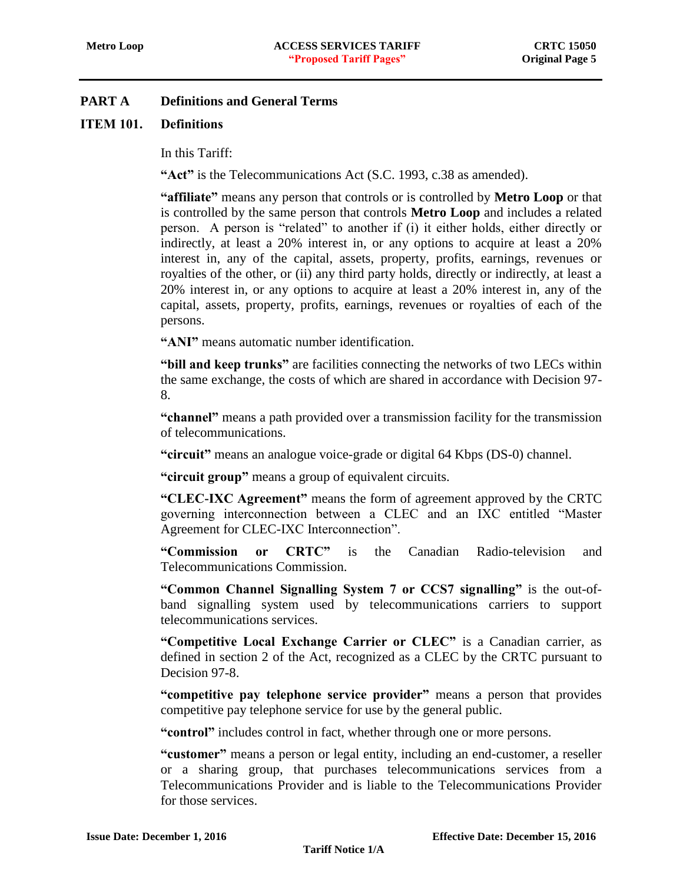## PART A Definitions and General Terms

### ITEM 101. Definitions

In this Tariff:

**"Act"** is the Telecommunications Act (S.C. 1993, c.38 as amended).

**"affiliate"** means any person that controls or is controlled by **Metro Loop** or that is controlled by the same person that controls **Metro Loop** and includes a related person. A person is "related" to another if (i) it either holds, either directly or indirectly, at least a 20% interest in, or any options to acquire at least a 20% interest in, any of the capital, assets, property, profits, earnings, revenues or royalties of the other, or (ii) any third party holds, directly or indirectly, at least a 20% interest in, or any options to acquire at least a 20% interest in, any of the capital, assets, property, profits, earnings, revenues or royalties of each of the persons.

**"ANI"** means automatic number identification.

**"bill and keep trunks"** are facilities connecting the networks of two LECs within the same exchange, the costs of which are shared in accordance with Decision 97-8.

**"channel"** means a path provided over a transmission facility for the transmission of telecommunications.

**"circuit"** means an analogue voice-grade or digital 64 Kbps (DS-0) channel.

**"circuit group"** means a group of equivalent circuits.

**"CLEC-IXC Agreement"** means the form of agreement approved by the CRTC governing interconnection between a CLEC and an IXC entitled "Master Agreement for CLEC-IXC Interconnection".

**"Commission or CRTC"** is the Canadian Radio-television and Telecommunications Commission.

**"Common Channel Signalling System 7 or CCS7 signalling"** is the out-of-band signalling system used by telecommunications carriers to support telecommunications services.

**"Competitive Local Exchange Carrier or CLEC"** is a Canadian carrier, as defined in section 2 of the Act, recognized as a CLEC by the CRTC pursuant to Decision 97-8.

**"competitive pay telephone service provider"** means a person that provides competitive pay telephone service for use by the general public.

**"control"** includes control in fact, whether through one or more persons.

**"customer"** means a person or legal entity, including an end-customer, a reseller or a sharing group, that purchases telecommunications services from a Telecommunications Provider and is liable to the Telecommunications Provider for those services.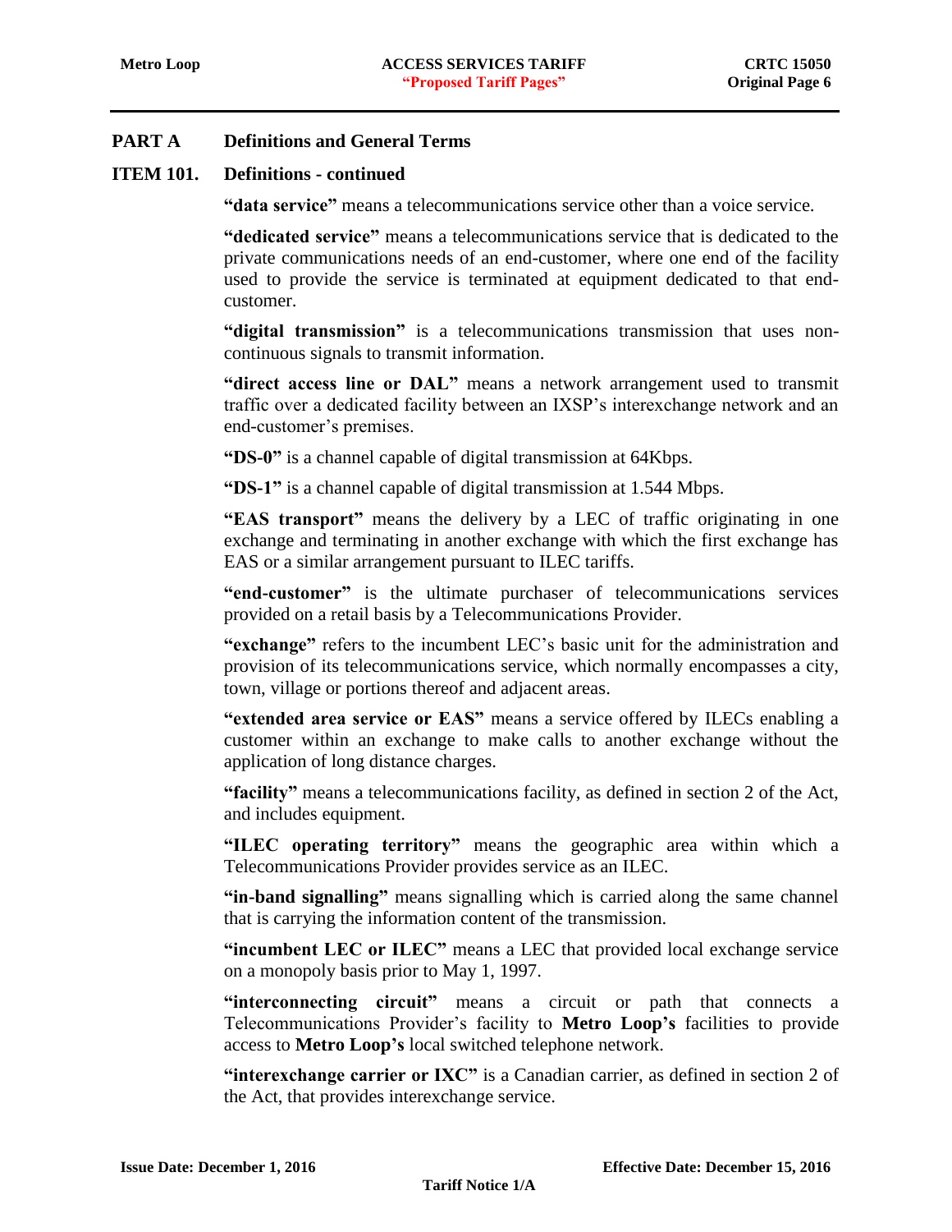## PART A Definitions and General Terms

### ITEM 101. Definitions - continued

**"data service"** means a telecommunications service other than a voice service.

**"dedicated service"** means a telecommunications service that is dedicated to the private communications needs of an end-customer, where one end of the facility used to provide the service is terminated at equipment dedicated to that end-customer.

**"digital transmission"** is a telecommunications transmission that uses non-continuous signals to transmit information.

**"direct access line or DAL"** means a network arrangement used to transmit traffic over a dedicated facility between an IXSP's interexchange network and an end-customer's premises.

**"DS-0"** is a channel capable of digital transmission at 64Kbps.

**"DS-1"** is a channel capable of digital transmission at 1.544 Mbps.

**"EAS transport"** means the delivery by a LEC of traffic originating in one exchange and terminating in another exchange with which the first exchange has EAS or a similar arrangement pursuant to ILEC tariffs.

**"end-customer"** is the ultimate purchaser of telecommunications services provided on a retail basis by a Telecommunications Provider.

**"exchange"** refers to the incumbent LEC's basic unit for the administration and provision of its telecommunications service, which normally encompasses a city, town, village or portions thereof and adjacent areas.

**"extended area service or EAS"** means a service offered by ILECs enabling a customer within an exchange to make calls to another exchange without the application of long distance charges.

**"facility"** means a telecommunications facility, as defined in section 2 of the Act, and includes equipment.

**"ILEC operating territory"** means the geographic area within which a Telecommunications Provider provides service as an ILEC.

**"in-band signalling"** means signalling which is carried along the same channel that is carrying the information content of the transmission.

**"incumbent LEC or ILEC"** means a LEC that provided local exchange service on a monopoly basis prior to May 1, 1997.

**"interconnecting circuit"** means a circuit or path that connects a Telecommunications Provider's facility to **Metro Loop's** facilities to provide access to **Metro Loop's** local switched telephone network.

**"interexchange carrier or IXC"** is a Canadian carrier, as defined in section 2 of the Act, that provides interexchange service.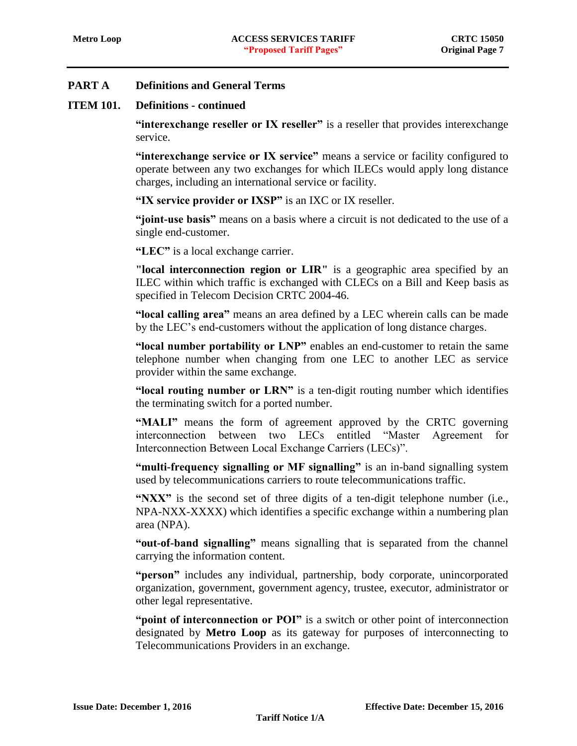## PART A Definitions and General Terms

### ITEM 101. Definitions - continued

**"interexchange reseller or IX reseller"** is a reseller that provides interexchange service.

**"interexchange service or IX service"** means a service or facility configured to operate between any two exchanges for which ILECs would apply long distance charges, including an international service or facility.

**"IX service provider or IXSP"** is an IXC or IX reseller.

**"joint-use basis"** means on a basis where a circuit is not dedicated to the use of a single end-customer.

**"LEC"** is a local exchange carrier.

**"local interconnection region or LIR"** is a geographic area specified by an ILEC within which traffic is exchanged with CLECs on a Bill and Keep basis as specified in Telecom Decision CRTC 2004-46.

**"local calling area"** means an area defined by a LEC wherein calls can be made by the LEC's end-customers without the application of long distance charges.

**"local number portability or LNP"** enables an end-customer to retain the same telephone number when changing from one LEC to another LEC as service provider within the same exchange.

**"local routing number or LRN"** is a ten-digit routing number which identifies the terminating switch for a ported number.

**"MALI"** means the form of agreement approved by the CRTC governing interconnection between two LECs entitled "Master Agreement for Interconnection Between Local Exchange Carriers (LECs)".

**"multi-frequency signalling or MF signalling"** is an in-band signalling system used by telecommunications carriers to route telecommunications traffic.

**"NXX"** is the second set of three digits of a ten-digit telephone number (i.e., NPA-NXX-XXXX) which identifies a specific exchange within a numbering plan area (NPA).

**"out-of-band signalling"** means signalling that is separated from the channel carrying the information content.

**"person"** includes any individual, partnership, body corporate, unincorporated organization, government, government agency, trustee, executor, administrator or other legal representative.

**"point of interconnection or POI"** is a switch or other point of interconnection designated by **Metro Loop** as its gateway for purposes of interconnecting to Telecommunications Providers in an exchange.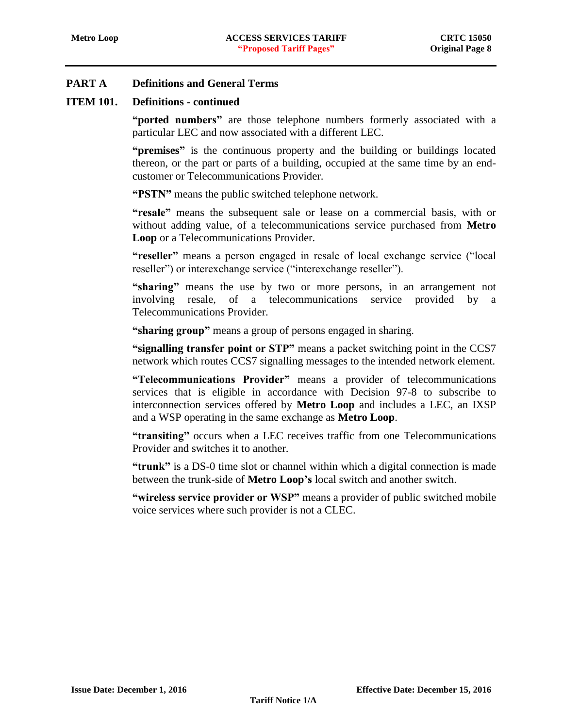## PART A Definitions and General Terms

### ITEM 101. Definitions - continued

**"ported numbers"** are those telephone numbers formerly associated with a particular LEC and now associated with a different LEC.

**"premises"** is the continuous property and the building or buildings located thereon, or the part or parts of a building, occupied at the same time by an end-customer or Telecommunications Provider.

**"PSTN"** means the public switched telephone network.

**"resale"** means the subsequent sale or lease on a commercial basis, with or without adding value, of a telecommunications service purchased from **Metro Loop** or a Telecommunications Provider.

**"reseller"** means a person engaged in resale of local exchange service ("local reseller") or interexchange service ("interexchange reseller").

**"sharing"** means the use by two or more persons, in an arrangement not involving resale, of a telecommunications service provided by a Telecommunications Provider.

**"sharing group"** means a group of persons engaged in sharing.

**"signalling transfer point or STP"** means a packet switching point in the CCS7 network which routes CCS7 signalling messages to the intended network element.

**"Telecommunications Provider"** means a provider of telecommunications services that is eligible in accordance with Decision 97-8 to subscribe to interconnection services offered by **Metro Loop** and includes a LEC, an IXSP and a WSP operating in the same exchange as **Metro Loop**.

**"transiting"** occurs when a LEC receives traffic from one Telecommunications Provider and switches it to another.

**"trunk"** is a DS-0 time slot or channel within which a digital connection is made between the trunk-side of **Metro Loop's** local switch and another switch.

**"wireless service provider or WSP"** means a provider of public switched mobile voice services where such provider is not a CLEC.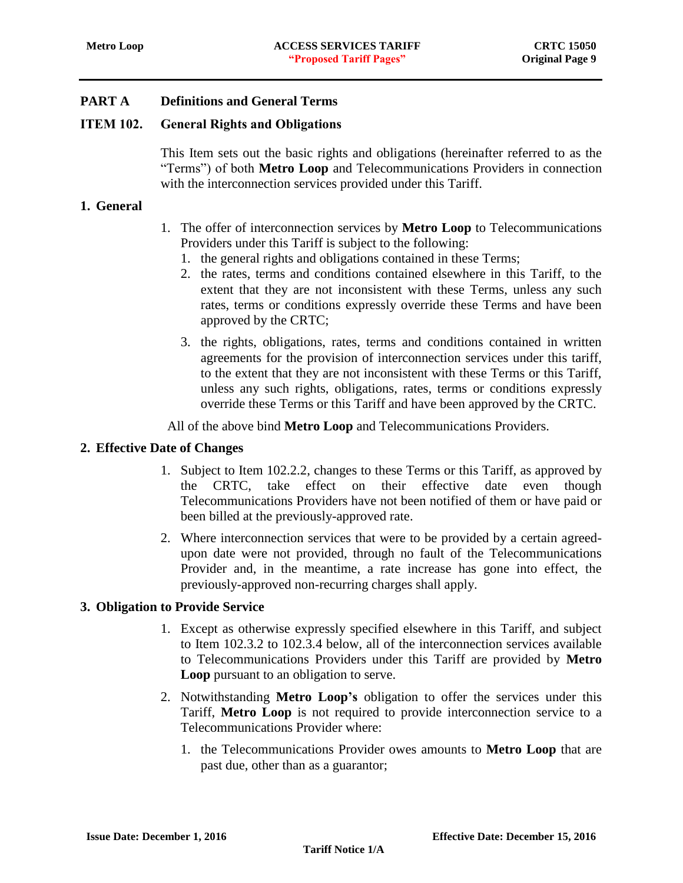## PART A Definitions and General Terms

### ITEM 102. General Rights and Obligations

This Item sets out the basic rights and obligations (hereinafter referred to as the "Terms") of both **Metro Loop** and Telecommunications Providers in connection with the interconnection services provided under this Tariff.

### 1. General

1. The offer of interconnection services by **Metro Loop** to Telecommunications Providers under this Tariff is subject to the following:
   1. the general rights and obligations contained in these Terms;
   2. the rates, terms and conditions contained elsewhere in this Tariff, to the extent that they are not inconsistent with these Terms, unless any such rates, terms or conditions expressly override these Terms and have been approved by the CRTC;
   3. the rights, obligations, rates, terms and conditions contained in written agreements for the provision of interconnection services under this tariff, to the extent that they are not inconsistent with these Terms or this Tariff, unless any such rights, obligations, rates, terms or conditions expressly override these Terms or this Tariff and have been approved by the CRTC.

All of the above bind **Metro Loop** and Telecommunications Providers.

### 2. Effective Date of Changes

1. Subject to Item 102.2.2, changes to these Terms or this Tariff, as approved by the CRTC, take effect on their effective date even though Telecommunications Providers have not been notified of them or have paid or been billed at the previously-approved rate.
2. Where interconnection services that were to be provided by a certain agreed-upon date were not provided, through no fault of the Telecommunications Provider and, in the meantime, a rate increase has gone into effect, the previously-approved non-recurring charges shall apply.

### 3. Obligation to Provide Service

1. Except as otherwise expressly specified elsewhere in this Tariff, and subject to Item 102.3.2 to 102.3.4 below, all of the interconnection services available to Telecommunications Providers under this Tariff are provided by **Metro Loop** pursuant to an obligation to serve.
2. Notwithstanding **Metro Loop's** obligation to offer the services under this Tariff, **Metro Loop** is not required to provide interconnection service to a Telecommunications Provider where:
   1. the Telecommunications Provider owes amounts to **Metro Loop** that are past due, other than as a guarantor;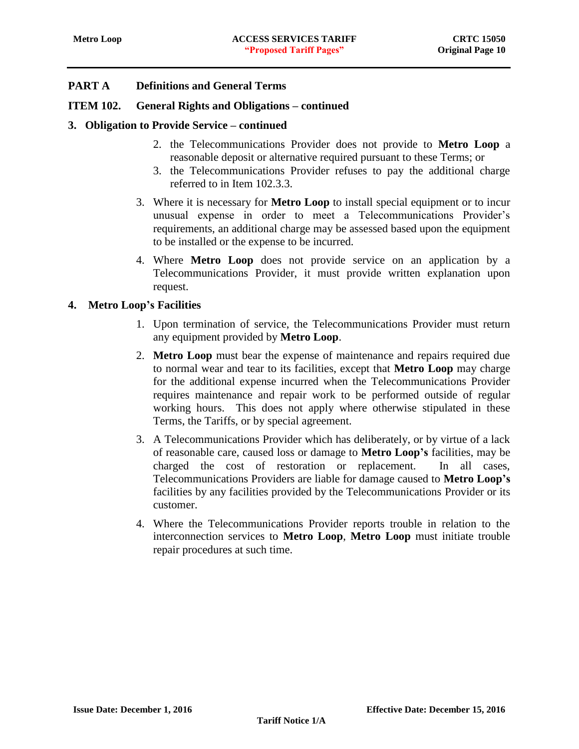## PART A Definitions and General Terms

### ITEM 102. General Rights and Obligations – continued

#### 3. Obligation to Provide Service – continued

2. the Telecommunications Provider does not provide to **Metro Loop** a reasonable deposit or alternative required pursuant to these Terms; or
3. the Telecommunications Provider refuses to pay the additional charge referred to in Item 102.3.3.

3. Where it is necessary for **Metro Loop** to install special equipment or to incur unusual expense in order to meet a Telecommunications Provider's requirements, an additional charge may be assessed based upon the equipment to be installed or the expense to be incurred.

4. Where **Metro Loop** does not provide service on an application by a Telecommunications Provider, it must provide written explanation upon request.

#### 4. Metro Loop's Facilities

1. Upon termination of service, the Telecommunications Provider must return any equipment provided by **Metro Loop**.

2. **Metro Loop** must bear the expense of maintenance and repairs required due to normal wear and tear to its facilities, except that **Metro Loop** may charge for the additional expense incurred when the Telecommunications Provider requires maintenance and repair work to be performed outside of regular working hours. This does not apply where otherwise stipulated in these Terms, the Tariffs, or by special agreement.

3. A Telecommunications Provider which has deliberately, or by virtue of a lack of reasonable care, caused loss or damage to **Metro Loop's** facilities, may be charged the cost of restoration or replacement. In all cases, Telecommunications Providers are liable for damage caused to **Metro Loop's** facilities by any facilities provided by the Telecommunications Provider or its customer.

4. Where the Telecommunications Provider reports trouble in relation to the interconnection services to **Metro Loop**, **Metro Loop** must initiate trouble repair procedures at such time.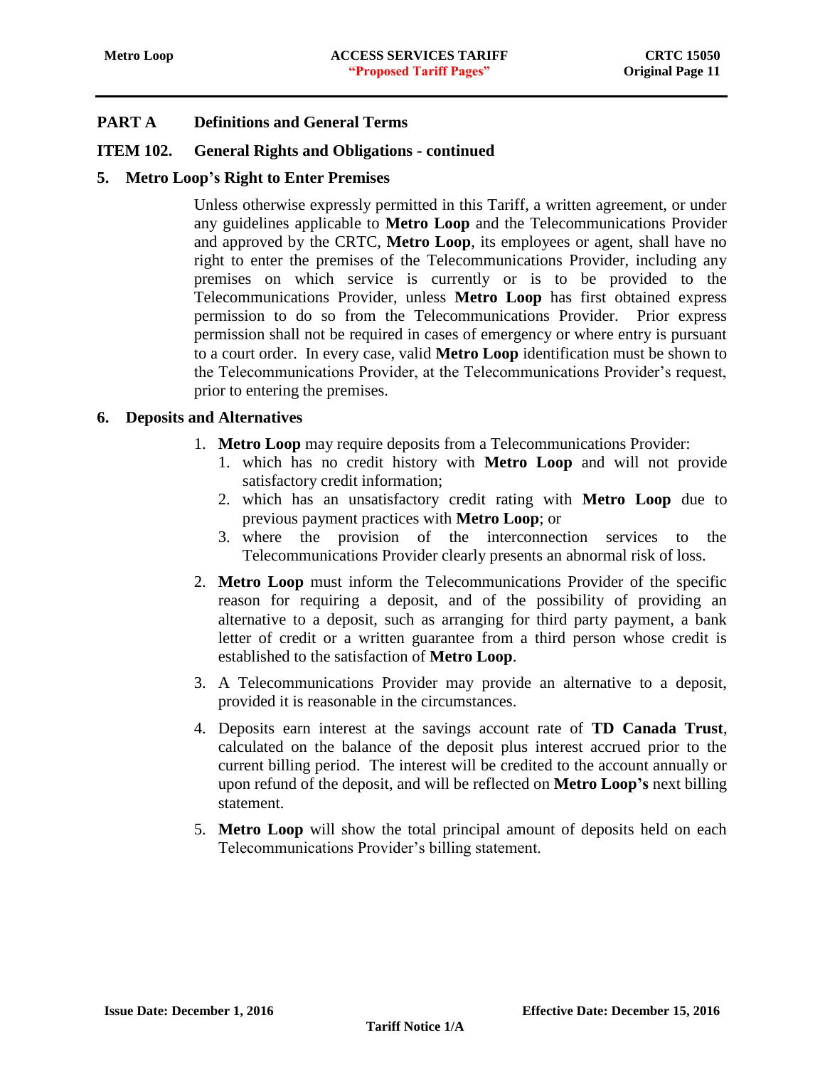## PART A Definitions and General Terms

### ITEM 102. General Rights and Obligations - continued

#### 5. Metro Loop's Right to Enter Premises

Unless otherwise expressly permitted in this Tariff, a written agreement, or under any guidelines applicable to **Metro Loop** and the Telecommunications Provider and approved by the CRTC, **Metro Loop**, its employees or agent, shall have no right to enter the premises of the Telecommunications Provider, including any premises on which service is currently or is to be provided to the Telecommunications Provider, unless **Metro Loop** has first obtained express permission to do so from the Telecommunications Provider. Prior express permission shall not be required in cases of emergency or where entry is pursuant to a court order. In every case, valid **Metro Loop** identification must be shown to the Telecommunications Provider, at the Telecommunications Provider's request, prior to entering the premises.

#### 6. Deposits and Alternatives

1. **Metro Loop** may require deposits from a Telecommunications Provider:
   1. which has no credit history with **Metro Loop** and will not provide satisfactory credit information;
   2. which has an unsatisfactory credit rating with **Metro Loop** due to previous payment practices with **Metro Loop**; or
   3. where the provision of the interconnection services to the Telecommunications Provider clearly presents an abnormal risk of loss.
2. **Metro Loop** must inform the Telecommunications Provider of the specific reason for requiring a deposit, and of the possibility of providing an alternative to a deposit, such as arranging for third party payment, a bank letter of credit or a written guarantee from a third person whose credit is established to the satisfaction of **Metro Loop**.
3. A Telecommunications Provider may provide an alternative to a deposit, provided it is reasonable in the circumstances.
4. Deposits earn interest at the savings account rate of **TD Canada Trust**, calculated on the balance of the deposit plus interest accrued prior to the current billing period. The interest will be credited to the account annually or upon refund of the deposit, and will be reflected on **Metro Loop's** next billing statement.
5. **Metro Loop** will show the total principal amount of deposits held on each Telecommunications Provider's billing statement.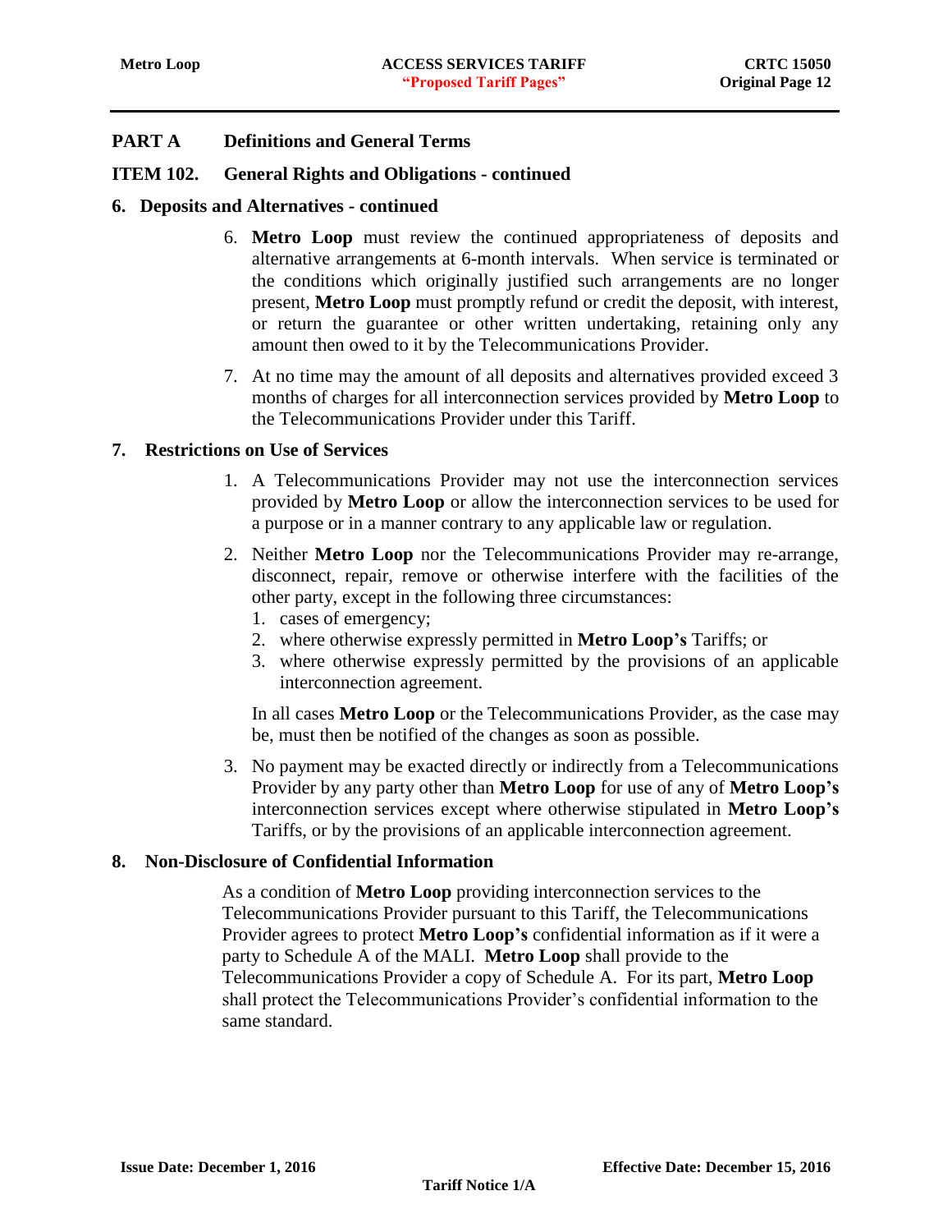## PART A Definitions and General Terms

### ITEM 102. General Rights and Obligations - continued

#### 6. Deposits and Alternatives - continued

6. **Metro Loop** must review the continued appropriateness of deposits and alternative arrangements at 6-month intervals. When service is terminated or the conditions which originally justified such arrangements are no longer present, **Metro Loop** must promptly refund or credit the deposit, with interest, or return the guarantee or other written undertaking, retaining only any amount then owed to it by the Telecommunications Provider.

7. At no time may the amount of all deposits and alternatives provided exceed 3 months of charges for all interconnection services provided by **Metro Loop** to the Telecommunications Provider under this Tariff.

#### 7. Restrictions on Use of Services

1. A Telecommunications Provider may not use the interconnection services provided by **Metro Loop** or allow the interconnection services to be used for a purpose or in a manner contrary to any applicable law or regulation.

2. Neither **Metro Loop** nor the Telecommunications Provider may re-arrange, disconnect, repair, remove or otherwise interfere with the facilities of the other party, except in the following three circumstances:
   1. cases of emergency;
   2. where otherwise expressly permitted in **Metro Loop's** Tariffs; or
   3. where otherwise expressly permitted by the provisions of an applicable interconnection agreement.

   In all cases **Metro Loop** or the Telecommunications Provider, as the case may be, must then be notified of the changes as soon as possible.

3. No payment may be exacted directly or indirectly from a Telecommunications Provider by any party other than **Metro Loop** for use of any of **Metro Loop's** interconnection services except where otherwise stipulated in **Metro Loop's** Tariffs, or by the provisions of an applicable interconnection agreement.

#### 8. Non-Disclosure of Confidential Information

As a condition of **Metro Loop** providing interconnection services to the Telecommunications Provider pursuant to this Tariff, the Telecommunications Provider agrees to protect **Metro Loop's** confidential information as if it were a party to Schedule A of the MALI. **Metro Loop** shall provide to the Telecommunications Provider a copy of Schedule A. For its part, **Metro Loop** shall protect the Telecommunications Provider's confidential information to the same standard.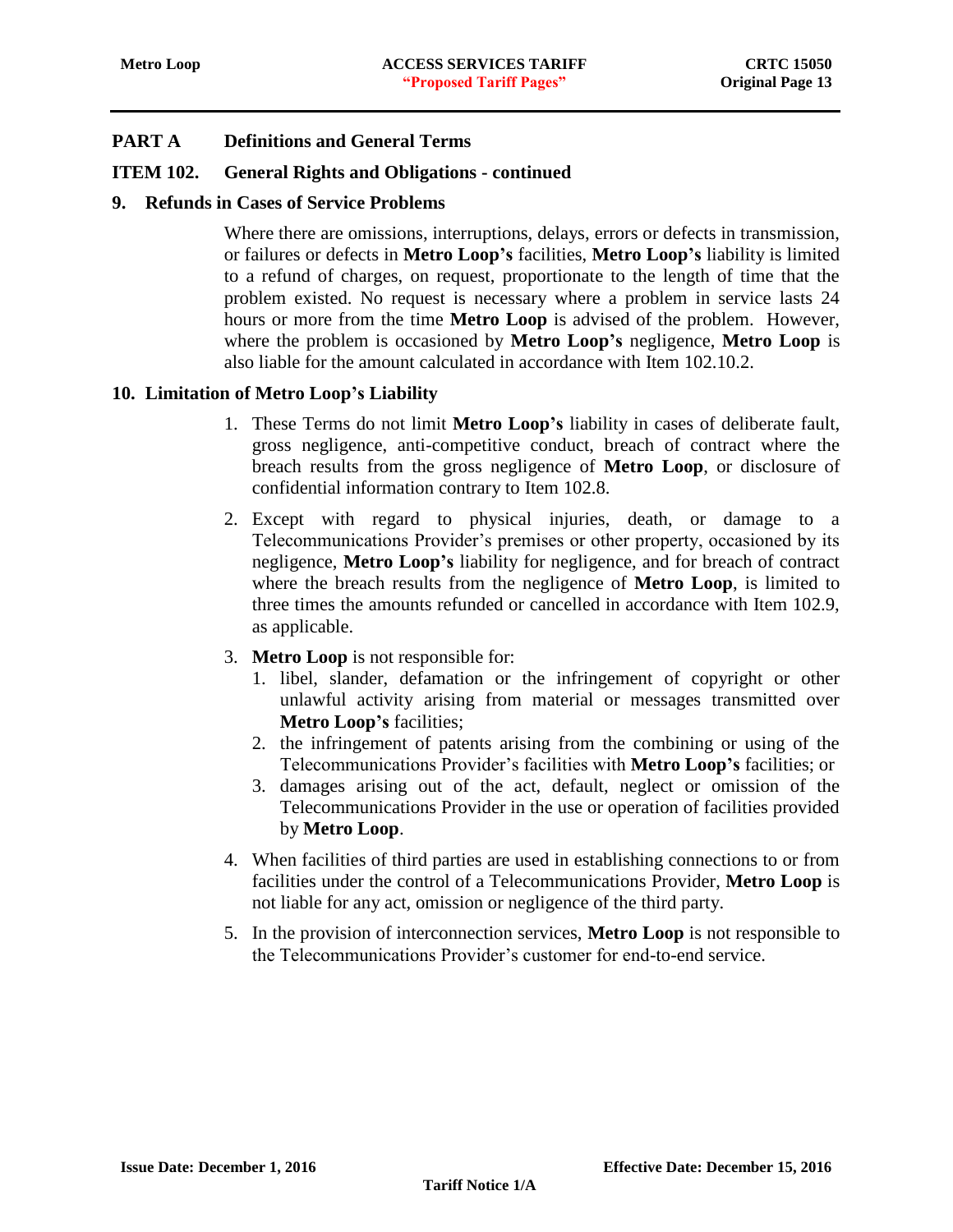## PART A Definitions and General Terms

### ITEM 102. General Rights and Obligations - continued

### 9. Refunds in Cases of Service Problems

Where there are omissions, interruptions, delays, errors or defects in transmission, or failures or defects in **Metro Loop's** facilities, **Metro Loop's** liability is limited to a refund of charges, on request, proportionate to the length of time that the problem existed. No request is necessary where a problem in service lasts 24 hours or more from the time **Metro Loop** is advised of the problem. However, where the problem is occasioned by **Metro Loop's** negligence, **Metro Loop** is also liable for the amount calculated in accordance with Item 102.10.2.

### 10. Limitation of Metro Loop's Liability

1. These Terms do not limit **Metro Loop's** liability in cases of deliberate fault, gross negligence, anti-competitive conduct, breach of contract where the breach results from the gross negligence of **Metro Loop**, or disclosure of confidential information contrary to Item 102.8.
2. Except with regard to physical injuries, death, or damage to a Telecommunications Provider's premises or other property, occasioned by its negligence, **Metro Loop's** liability for negligence, and for breach of contract where the breach results from the negligence of **Metro Loop**, is limited to three times the amounts refunded or cancelled in accordance with Item 102.9, as applicable.
3. **Metro Loop** is not responsible for:
   1. libel, slander, defamation or the infringement of copyright or other unlawful activity arising from material or messages transmitted over **Metro Loop's** facilities;
   2. the infringement of patents arising from the combining or using of the Telecommunications Provider's facilities with **Metro Loop's** facilities; or
   3. damages arising out of the act, default, neglect or omission of the Telecommunications Provider in the use or operation of facilities provided by **Metro Loop**.
4. When facilities of third parties are used in establishing connections to or from facilities under the control of a Telecommunications Provider, **Metro Loop** is not liable for any act, omission or negligence of the third party.
5. In the provision of interconnection services, **Metro Loop** is not responsible to the Telecommunications Provider's customer for end-to-end service.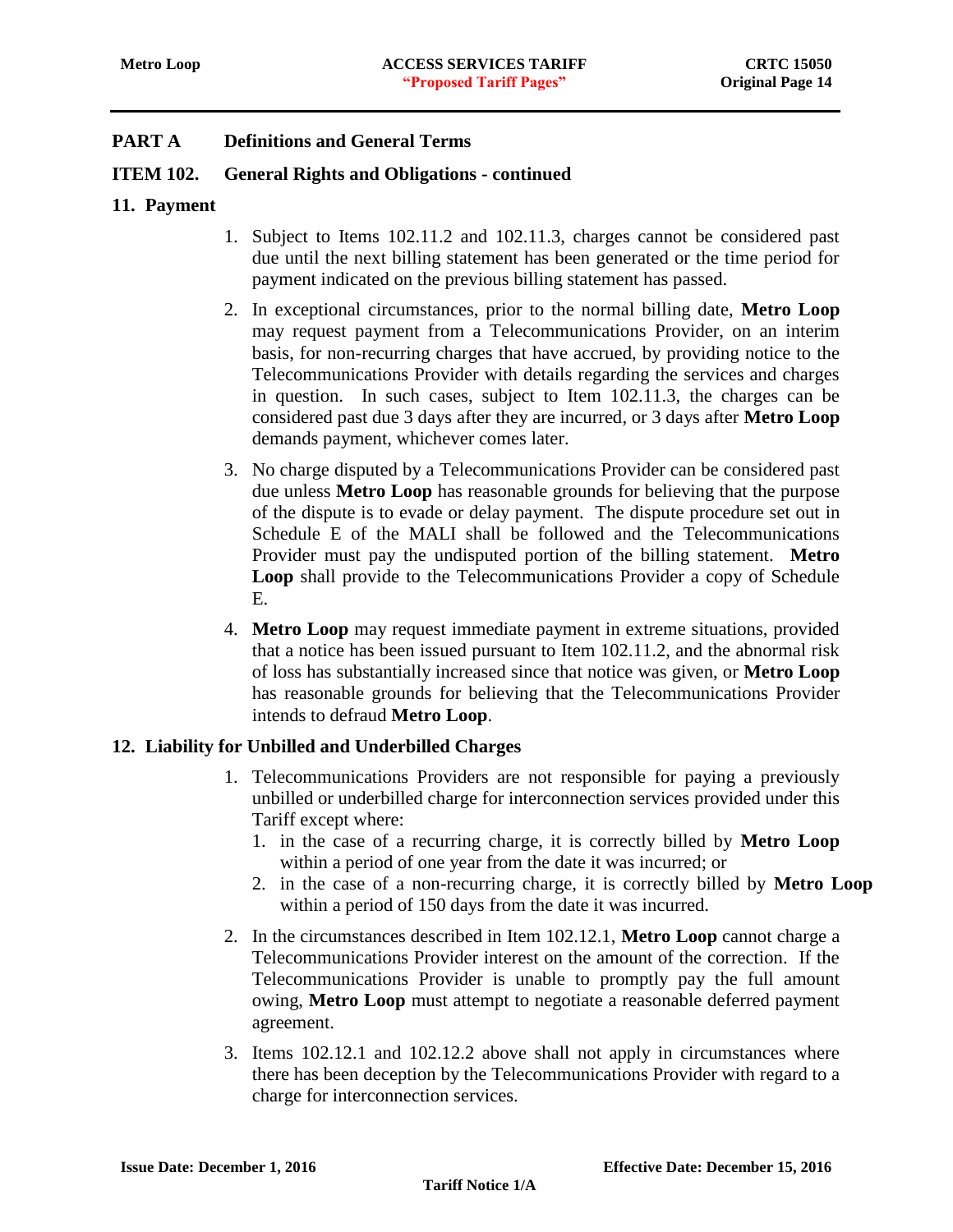## PART A Definitions and General Terms

### ITEM 102. General Rights and Obligations - continued

#### 11. Payment

1. Subject to Items 102.11.2 and 102.11.3, charges cannot be considered past due until the next billing statement has been generated or the time period for payment indicated on the previous billing statement has passed.
2. In exceptional circumstances, prior to the normal billing date, **Metro Loop** may request payment from a Telecommunications Provider, on an interim basis, for non-recurring charges that have accrued, by providing notice to the Telecommunications Provider with details regarding the services and charges in question. In such cases, subject to Item 102.11.3, the charges can be considered past due 3 days after they are incurred, or 3 days after **Metro Loop** demands payment, whichever comes later.
3. No charge disputed by a Telecommunications Provider can be considered past due unless **Metro Loop** has reasonable grounds for believing that the purpose of the dispute is to evade or delay payment. The dispute procedure set out in Schedule E of the MALI shall be followed and the Telecommunications Provider must pay the undisputed portion of the billing statement. **Metro Loop** shall provide to the Telecommunications Provider a copy of Schedule E.
4. **Metro Loop** may request immediate payment in extreme situations, provided that a notice has been issued pursuant to Item 102.11.2, and the abnormal risk of loss has substantially increased since that notice was given, or **Metro Loop** has reasonable grounds for believing that the Telecommunications Provider intends to defraud **Metro Loop**.

#### 12. Liability for Unbilled and Underbilled Charges

1. Telecommunications Providers are not responsible for paying a previously unbilled or underbilled charge for interconnection services provided under this Tariff except where:
   1. in the case of a recurring charge, it is correctly billed by **Metro Loop** within a period of one year from the date it was incurred; or
   2. in the case of a non-recurring charge, it is correctly billed by **Metro Loop** within a period of 150 days from the date it was incurred.
2. In the circumstances described in Item 102.12.1, **Metro Loop** cannot charge a Telecommunications Provider interest on the amount of the correction. If the Telecommunications Provider is unable to promptly pay the full amount owing, **Metro Loop** must attempt to negotiate a reasonable deferred payment agreement.
3. Items 102.12.1 and 102.12.2 above shall not apply in circumstances where there has been deception by the Telecommunications Provider with regard to a charge for interconnection services.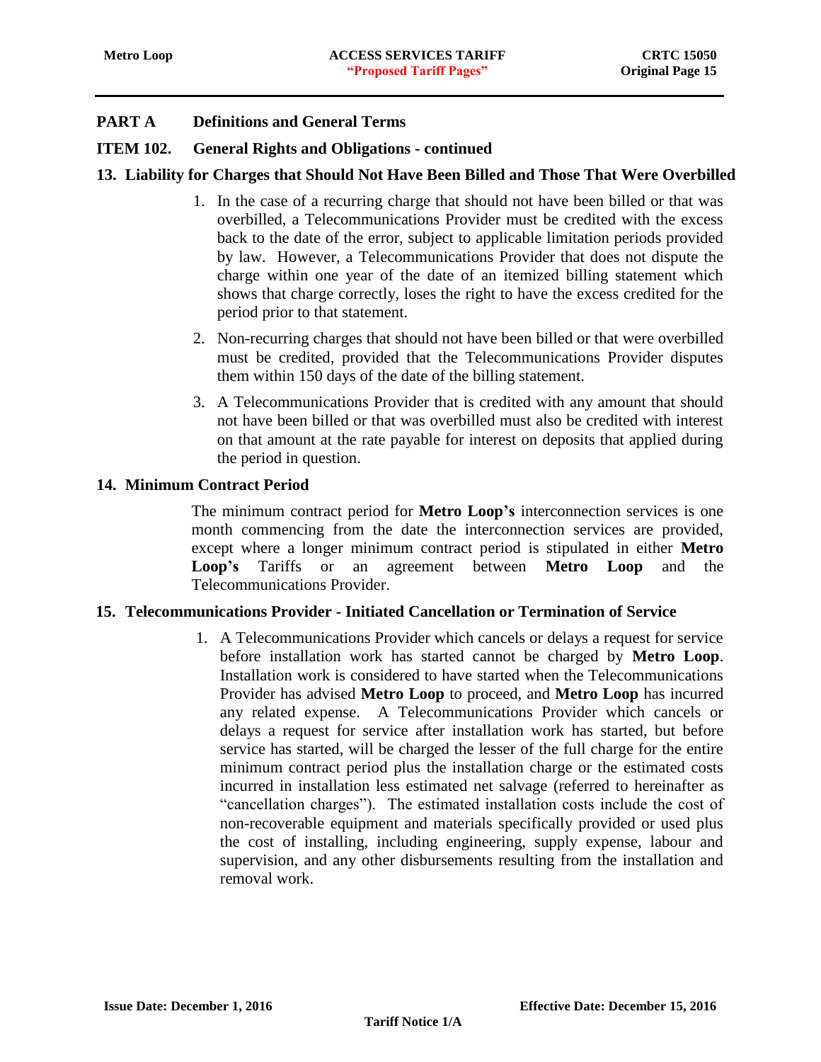## PART A Definitions and General Terms

### ITEM 102. General Rights and Obligations - continued

### 13. Liability for Charges that Should Not Have Been Billed and Those That Were Overbilled

1. In the case of a recurring charge that should not have been billed or that was overbilled, a Telecommunications Provider must be credited with the excess back to the date of the error, subject to applicable limitation periods provided by law. However, a Telecommunications Provider that does not dispute the charge within one year of the date of an itemized billing statement which shows that charge correctly, loses the right to have the excess credited for the period prior to that statement.
2. Non-recurring charges that should not have been billed or that were overbilled must be credited, provided that the Telecommunications Provider disputes them within 150 days of the date of the billing statement.
3. A Telecommunications Provider that is credited with any amount that should not have been billed or that was overbilled must also be credited with interest on that amount at the rate payable for interest on deposits that applied during the period in question.

### 14. Minimum Contract Period

The minimum contract period for **Metro Loop's** interconnection services is one month commencing from the date the interconnection services are provided, except where a longer minimum contract period is stipulated in either **Metro Loop's** Tariffs or an agreement between **Metro Loop** and the Telecommunications Provider.

### 15. Telecommunications Provider - Initiated Cancellation or Termination of Service

1. A Telecommunications Provider which cancels or delays a request for service before installation work has started cannot be charged by **Metro Loop**. Installation work is considered to have started when the Telecommunications Provider has advised **Metro Loop** to proceed, and **Metro Loop** has incurred any related expense. A Telecommunications Provider which cancels or delays a request for service after installation work has started, but before service has started, will be charged the lesser of the full charge for the entire minimum contract period plus the installation charge or the estimated costs incurred in installation less estimated net salvage (referred to hereinafter as "cancellation charges"). The estimated installation costs include the cost of non-recoverable equipment and materials specifically provided or used plus the cost of installing, including engineering, supply expense, labour and supervision, and any other disbursements resulting from the installation and removal work.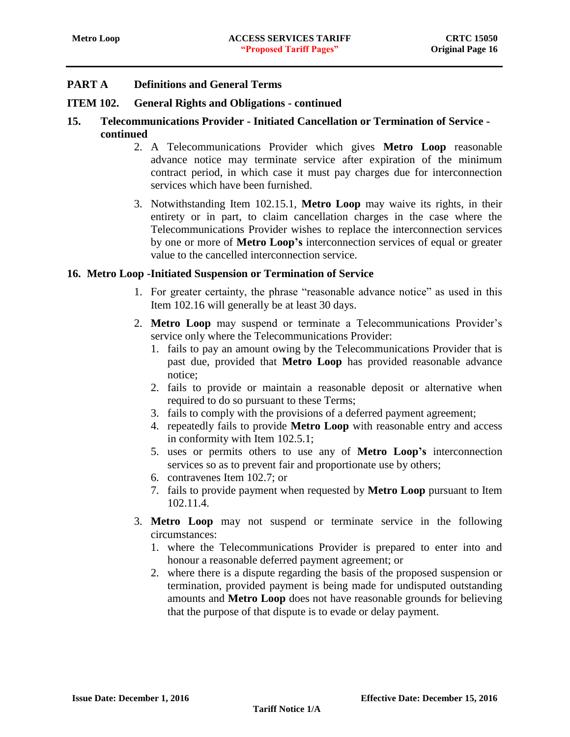## PART A Definitions and General Terms

### ITEM 102. General Rights and Obligations - continued

#### 15. Telecommunications Provider - Initiated Cancellation or Termination of Service - continued

2. A Telecommunications Provider which gives **Metro Loop** reasonable advance notice may terminate service after expiration of the minimum contract period, in which case it must pay charges due for interconnection services which have been furnished.

3. Notwithstanding Item 102.15.1, **Metro Loop** may waive its rights, in their entirety or in part, to claim cancellation charges in the case where the Telecommunications Provider wishes to replace the interconnection services by one or more of **Metro Loop's** interconnection services of equal or greater value to the cancelled interconnection service.

#### 16. Metro Loop -Initiated Suspension or Termination of Service

1. For greater certainty, the phrase "reasonable advance notice" as used in this Item 102.16 will generally be at least 30 days.

2. **Metro Loop** may suspend or terminate a Telecommunications Provider's service only where the Telecommunications Provider:
   1. fails to pay an amount owing by the Telecommunications Provider that is past due, provided that **Metro Loop** has provided reasonable advance notice;
   2. fails to provide or maintain a reasonable deposit or alternative when required to do so pursuant to these Terms;
   3. fails to comply with the provisions of a deferred payment agreement;
   4. repeatedly fails to provide **Metro Loop** with reasonable entry and access in conformity with Item 102.5.1;
   5. uses or permits others to use any of **Metro Loop's** interconnection services so as to prevent fair and proportionate use by others;
   6. contravenes Item 102.7; or
   7. fails to provide payment when requested by **Metro Loop** pursuant to Item 102.11.4.

3. **Metro Loop** may not suspend or terminate service in the following circumstances:
   1. where the Telecommunications Provider is prepared to enter into and honour a reasonable deferred payment agreement; or
   2. where there is a dispute regarding the basis of the proposed suspension or termination, provided payment is being made for undisputed outstanding amounts and **Metro Loop** does not have reasonable grounds for believing that the purpose of that dispute is to evade or delay payment.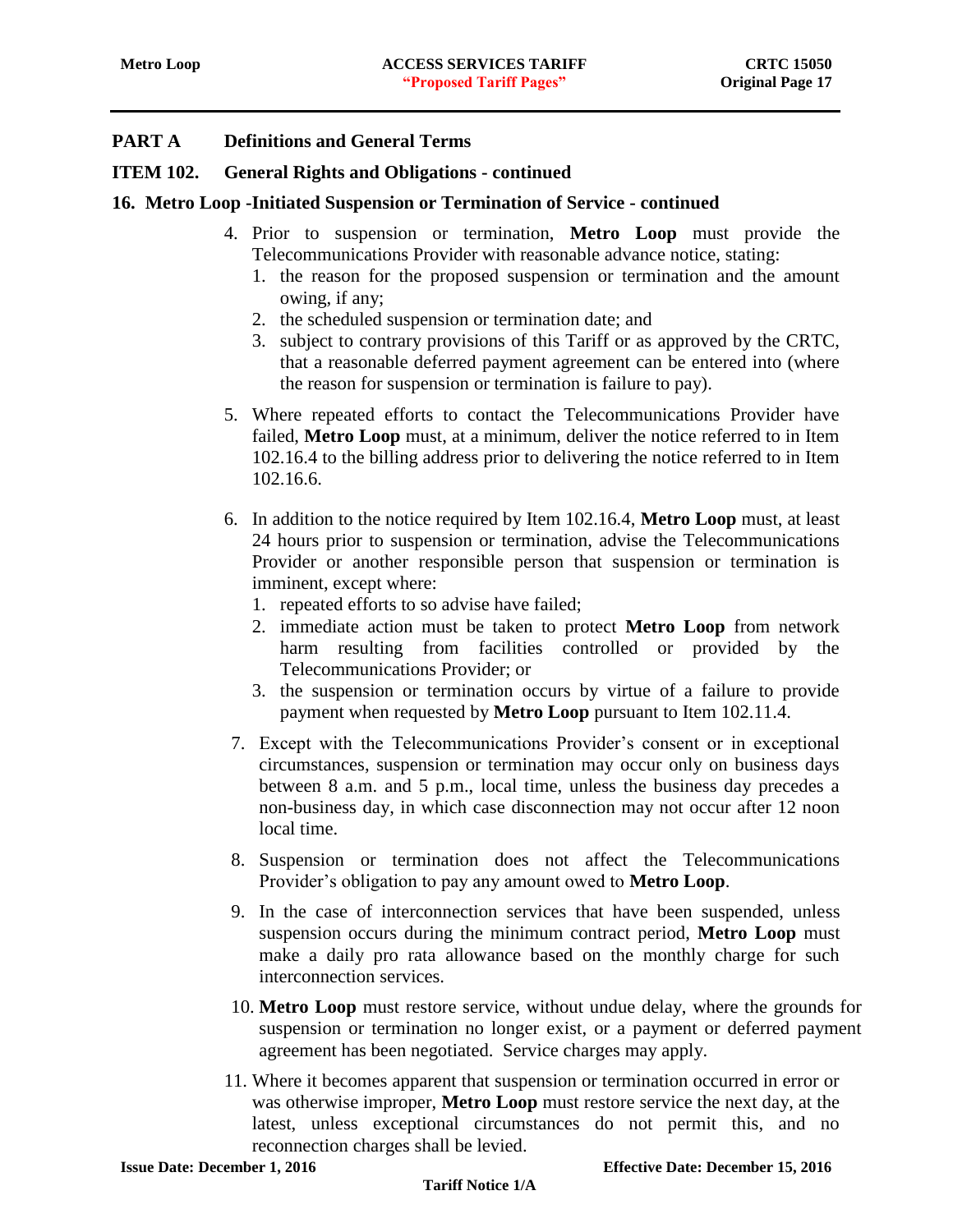# PART A Definitions and General Terms

## ITEM 102. General Rights and Obligations - continued

### 16. Metro Loop -Initiated Suspension or Termination of Service - continued

4. Prior to suspension or termination, **Metro Loop** must provide the Telecommunications Provider with reasonable advance notice, stating:
   1. the reason for the proposed suspension or termination and the amount owing, if any;
   2. the scheduled suspension or termination date; and
   3. subject to contrary provisions of this Tariff or as approved by the CRTC, that a reasonable deferred payment agreement can be entered into (where the reason for suspension or termination is failure to pay).
5. Where repeated efforts to contact the Telecommunications Provider have failed, **Metro Loop** must, at a minimum, deliver the notice referred to in Item 102.16.4 to the billing address prior to delivering the notice referred to in Item 102.16.6.
6. In addition to the notice required by Item 102.16.4, **Metro Loop** must, at least 24 hours prior to suspension or termination, advise the Telecommunications Provider or another responsible person that suspension or termination is imminent, except where:
   1. repeated efforts to so advise have failed;
   2. immediate action must be taken to protect **Metro Loop** from network harm resulting from facilities controlled or provided by the Telecommunications Provider; or
   3. the suspension or termination occurs by virtue of a failure to provide payment when requested by **Metro Loop** pursuant to Item 102.11.4.
7. Except with the Telecommunications Provider's consent or in exceptional circumstances, suspension or termination may occur only on business days between 8 a.m. and 5 p.m., local time, unless the business day precedes a non-business day, in which case disconnection may not occur after 12 noon local time.
8. Suspension or termination does not affect the Telecommunications Provider's obligation to pay any amount owed to **Metro Loop**.
9. In the case of interconnection services that have been suspended, unless suspension occurs during the minimum contract period, **Metro Loop** must make a daily pro rata allowance based on the monthly charge for such interconnection services.
10. **Metro Loop** must restore service, without undue delay, where the grounds for suspension or termination no longer exist, or a payment or deferred payment agreement has been negotiated. Service charges may apply.
11. Where it becomes apparent that suspension or termination occurred in error or was otherwise improper, **Metro Loop** must restore service the next day, at the latest, unless exceptional circumstances do not permit this, and no reconnection charges shall be levied.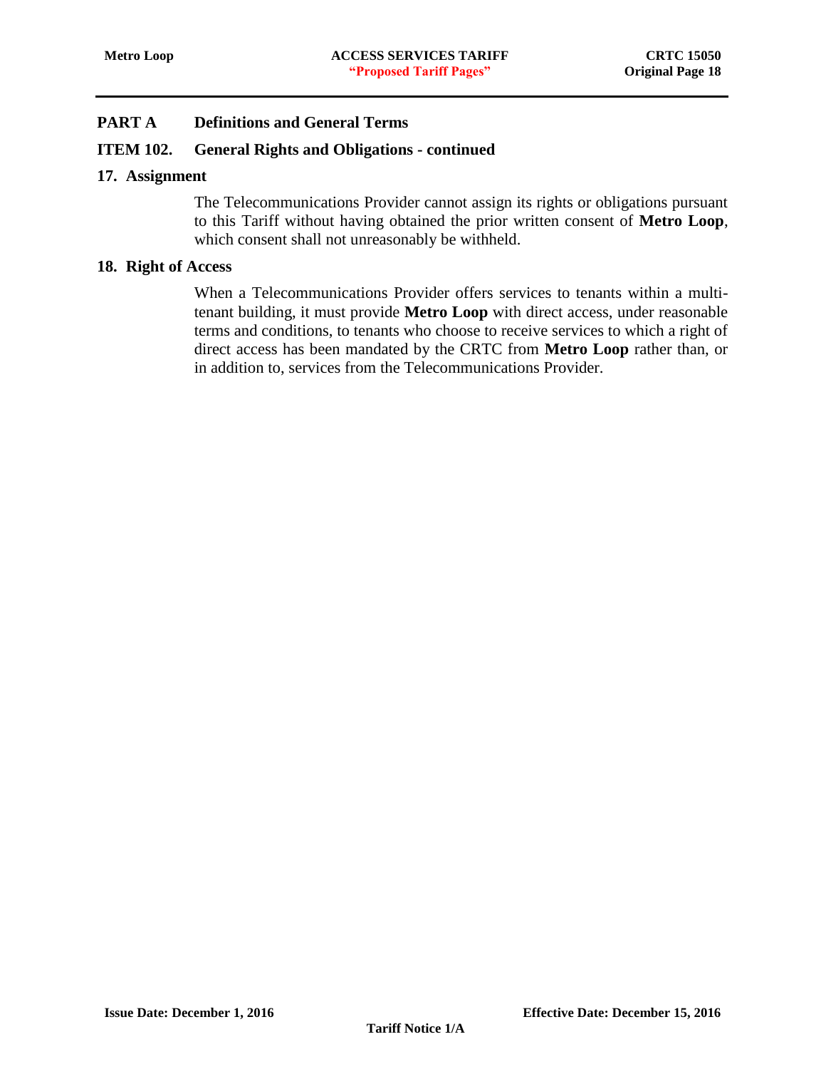## PART A Definitions and General Terms

### ITEM 102. General Rights and Obligations - continued

#### 17. Assignment

The Telecommunications Provider cannot assign its rights or obligations pursuant to this Tariff without having obtained the prior written consent of **Metro Loop**, which consent shall not unreasonably be withheld.

#### 18. Right of Access

When a Telecommunications Provider offers services to tenants within a multi-tenant building, it must provide **Metro Loop** with direct access, under reasonable terms and conditions, to tenants who choose to receive services to which a right of direct access has been mandated by the CRTC from **Metro Loop** rather than, or in addition to, services from the Telecommunications Provider.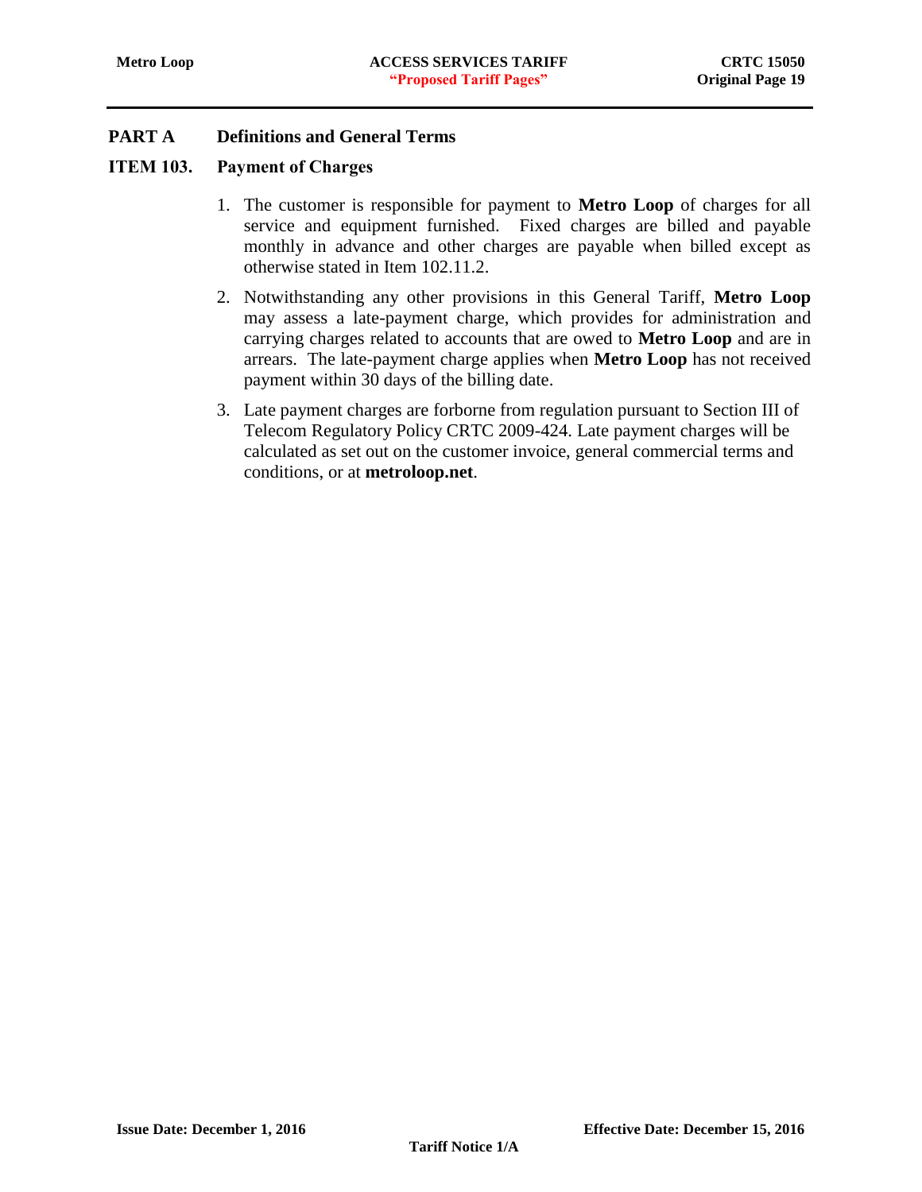## PART A Definitions and General Terms

### ITEM 103. Payment of Charges

1. The customer is responsible for payment to **Metro Loop** of charges for all service and equipment furnished. Fixed charges are billed and payable monthly in advance and other charges are payable when billed except as otherwise stated in Item 102.11.2.
2. Notwithstanding any other provisions in this General Tariff, **Metro Loop** may assess a late-payment charge, which provides for administration and carrying charges related to accounts that are owed to **Metro Loop** and are in arrears. The late-payment charge applies when **Metro Loop** has not received payment within 30 days of the billing date.
3. Late payment charges are forborne from regulation pursuant to Section III of Telecom Regulatory Policy CRTC 2009-424. Late payment charges will be calculated as set out on the customer invoice, general commercial terms and conditions, or at **metroloop.net**.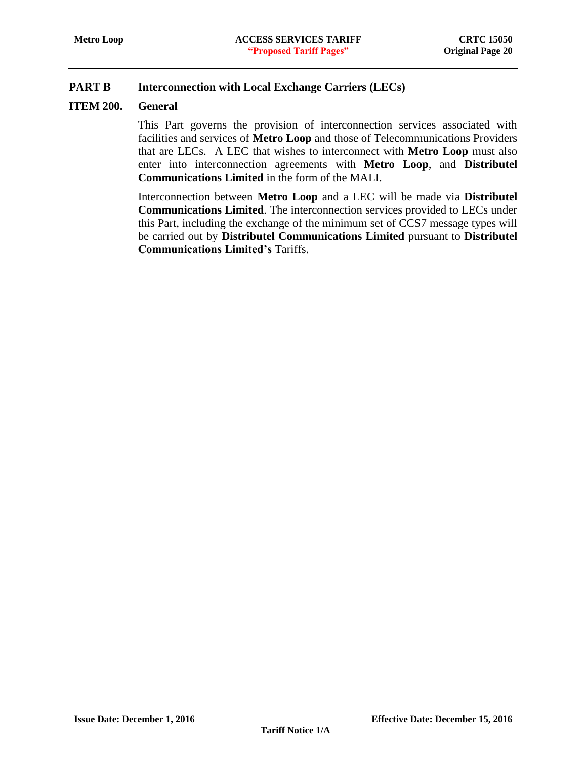## PART B Interconnection with Local Exchange Carriers (LECs)

### ITEM 200. General

This Part governs the provision of interconnection services associated with facilities and services of **Metro Loop** and those of Telecommunications Providers that are LECs. A LEC that wishes to interconnect with **Metro Loop** must also enter into interconnection agreements with **Metro Loop**, and **Distributel Communications Limited** in the form of the MALI.

Interconnection between **Metro Loop** and a LEC will be made via **Distributel Communications Limited**. The interconnection services provided to LECs under this Part, including the exchange of the minimum set of CCS7 message types will be carried out by **Distributel Communications Limited** pursuant to **Distributel Communications Limited's** Tariffs.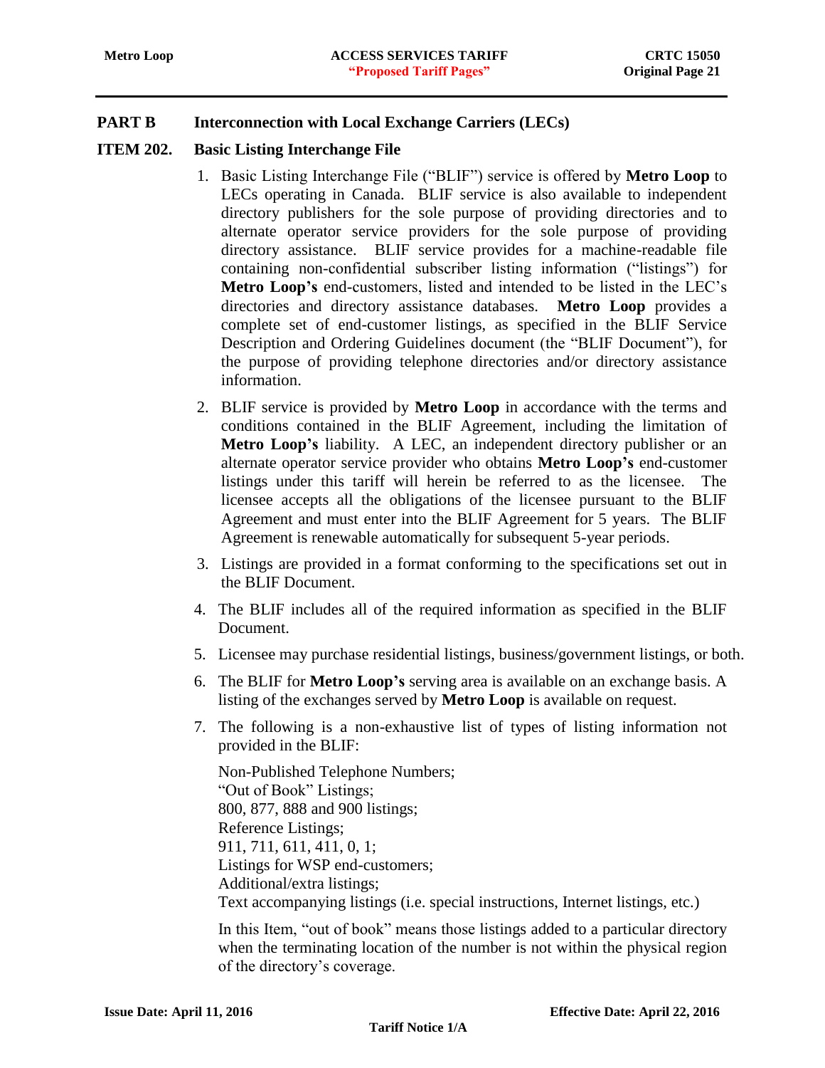## PART B Interconnection with Local Exchange Carriers (LECs)

### ITEM 202. Basic Listing Interchange File

1. Basic Listing Interchange File ("BLIF") service is offered by **Metro Loop** to LECs operating in Canada. BLIF service is also available to independent directory publishers for the sole purpose of providing directories and to alternate operator service providers for the sole purpose of providing directory assistance. BLIF service provides for a machine-readable file containing non-confidential subscriber listing information ("listings") for **Metro Loop's** end-customers, listed and intended to be listed in the LEC's directories and directory assistance databases. **Metro Loop** provides a complete set of end-customer listings, as specified in the BLIF Service Description and Ordering Guidelines document (the "BLIF Document"), for the purpose of providing telephone directories and/or directory assistance information.

2. BLIF service is provided by **Metro Loop** in accordance with the terms and conditions contained in the BLIF Agreement, including the limitation of **Metro Loop's** liability. A LEC, an independent directory publisher or an alternate operator service provider who obtains **Metro Loop's** end-customer listings under this tariff will herein be referred to as the licensee. The licensee accepts all the obligations of the licensee pursuant to the BLIF Agreement and must enter into the BLIF Agreement for 5 years. The BLIF Agreement is renewable automatically for subsequent 5-year periods.

3. Listings are provided in a format conforming to the specifications set out in the BLIF Document.

4. The BLIF includes all of the required information as specified in the BLIF Document.

5. Licensee may purchase residential listings, business/government listings, or both.

6. The BLIF for **Metro Loop's** serving area is available on an exchange basis. A listing of the exchanges served by **Metro Loop** is available on request.

7. The following is a non-exhaustive list of types of listing information not provided in the BLIF:

   Non-Published Telephone Numbers;
   "Out of Book" Listings;
   800, 877, 888 and 900 listings;
   Reference Listings;
   911, 711, 611, 411, 0, 1;
   Listings for WSP end-customers;
   Additional/extra listings;
   Text accompanying listings (i.e. special instructions, Internet listings, etc.)

   In this Item, "out of book" means those listings added to a particular directory when the terminating location of the number is not within the physical region of the directory's coverage.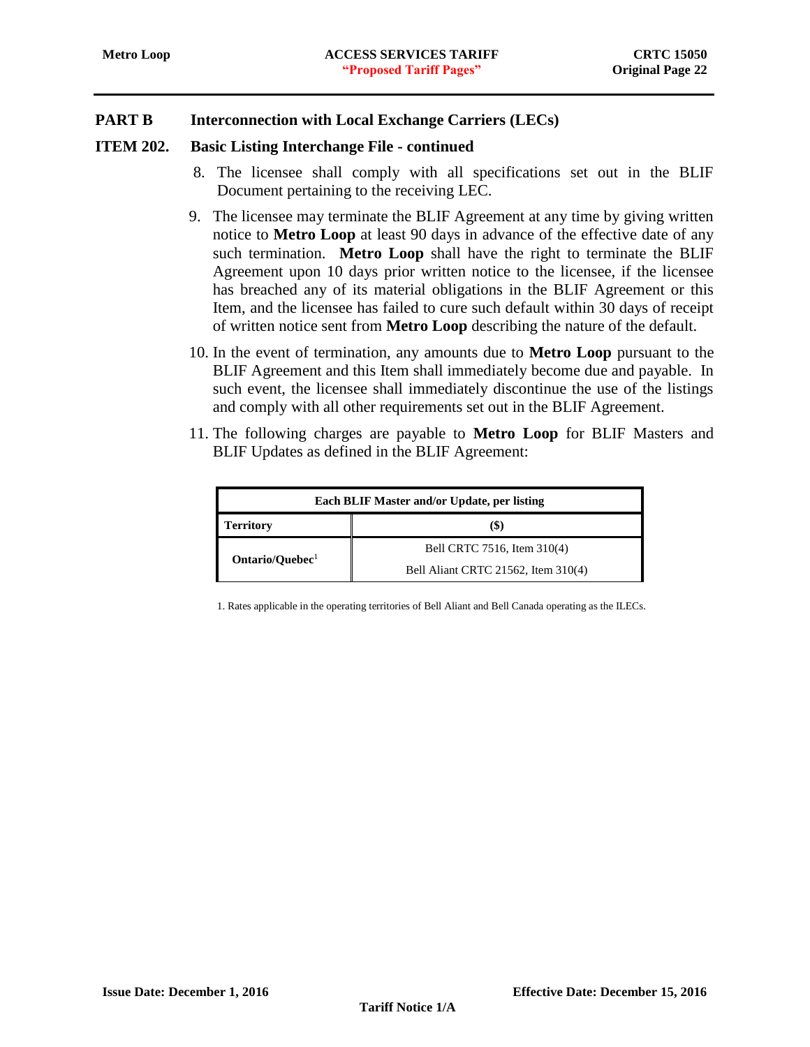## PART B Interconnection with Local Exchange Carriers (LECs)

### ITEM 202. Basic Listing Interchange File - continued

8. The licensee shall comply with all specifications set out in the BLIF Document pertaining to the receiving LEC.

9. The licensee may terminate the BLIF Agreement at any time by giving written notice to **Metro Loop** at least 90 days in advance of the effective date of any such termination. **Metro Loop** shall have the right to terminate the BLIF Agreement upon 10 days prior written notice to the licensee, if the licensee has breached any of its material obligations in the BLIF Agreement or this Item, and the licensee has failed to cure such default within 30 days of receipt of written notice sent from **Metro Loop** describing the nature of the default.

10. In the event of termination, any amounts due to **Metro Loop** pursuant to the BLIF Agreement and this Item shall immediately become due and payable. In such event, the licensee shall immediately discontinue the use of the listings and comply with all other requirements set out in the BLIF Agreement.

11. The following charges are payable to **Metro Loop** for BLIF Masters and BLIF Updates as defined in the BLIF Agreement:

| Each BLIF Master and/or Update, per listing | |
|---|---|
| **Territory** | **($)** |
| **Ontario/Quebec**[1] | Bell CRTC 7516, Item 310(4) |
| | Bell Aliant CRTC 21562, Item 310(4) |

1. Rates applicable in the operating territories of Bell Aliant and Bell Canada operating as the ILECs.

**Issue Date: December 1, 2016** **Effective Date: December 15, 2016**

**Tariff Notice 1/A**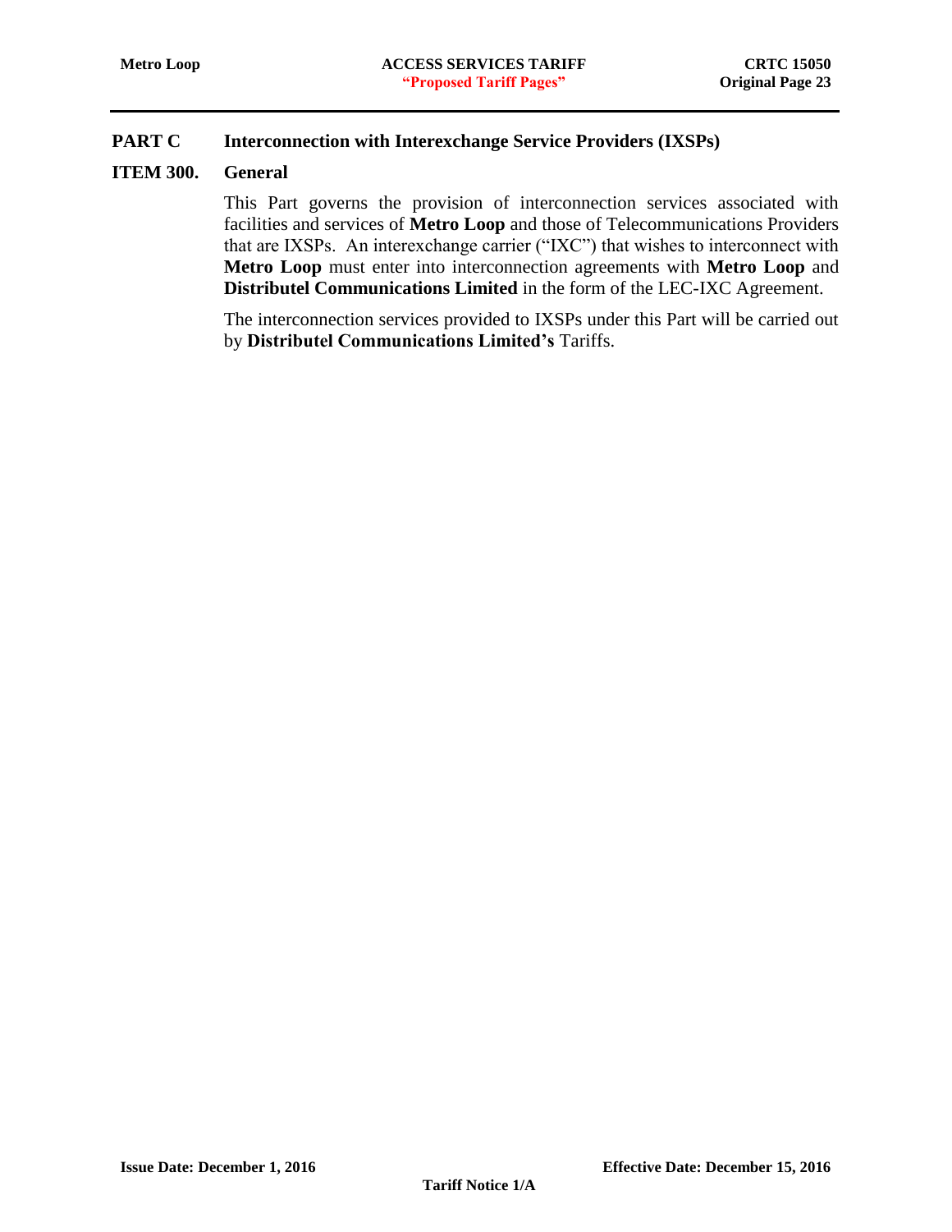## PART C Interconnection with Interexchange Service Providers (IXSPs)

### ITEM 300. General

This Part governs the provision of interconnection services associated with facilities and services of **Metro Loop** and those of Telecommunications Providers that are IXSPs. An interexchange carrier ("IXC") that wishes to interconnect with **Metro Loop** must enter into interconnection agreements with **Metro Loop** and **Distributel Communications Limited** in the form of the LEC-IXC Agreement.

The interconnection services provided to IXSPs under this Part will be carried out by **Distributel Communications Limited's** Tariffs.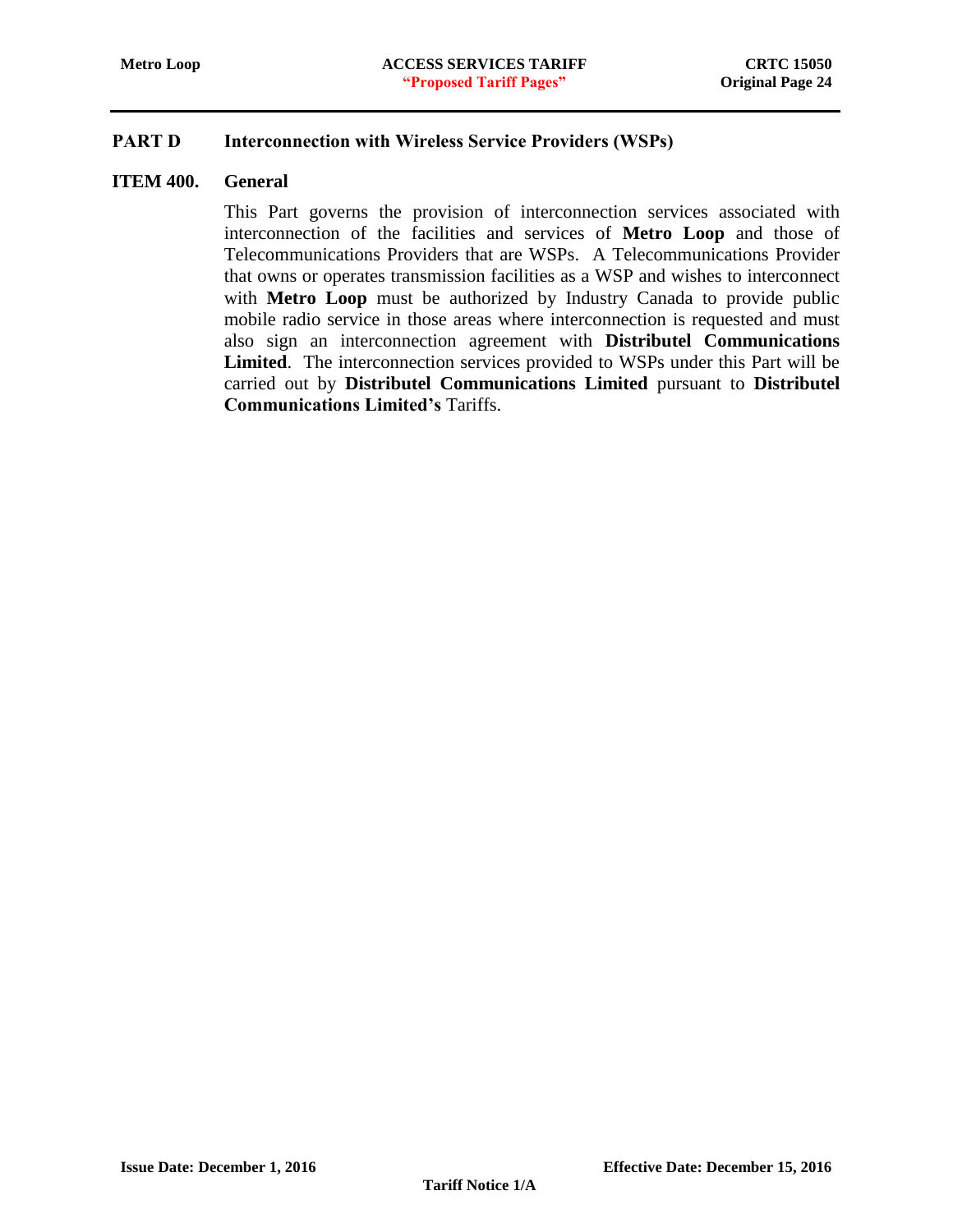## PART D Interconnection with Wireless Service Providers (WSPs)

### ITEM 400. General

This Part governs the provision of interconnection services associated with interconnection of the facilities and services of **Metro Loop** and those of Telecommunications Providers that are WSPs. A Telecommunications Provider that owns or operates transmission facilities as a WSP and wishes to interconnect with **Metro Loop** must be authorized by Industry Canada to provide public mobile radio service in those areas where interconnection is requested and must also sign an interconnection agreement with **Distributel Communications Limited**. The interconnection services provided to WSPs under this Part will be carried out by **Distributel Communications Limited** pursuant to **Distributel Communications Limited's** Tariffs.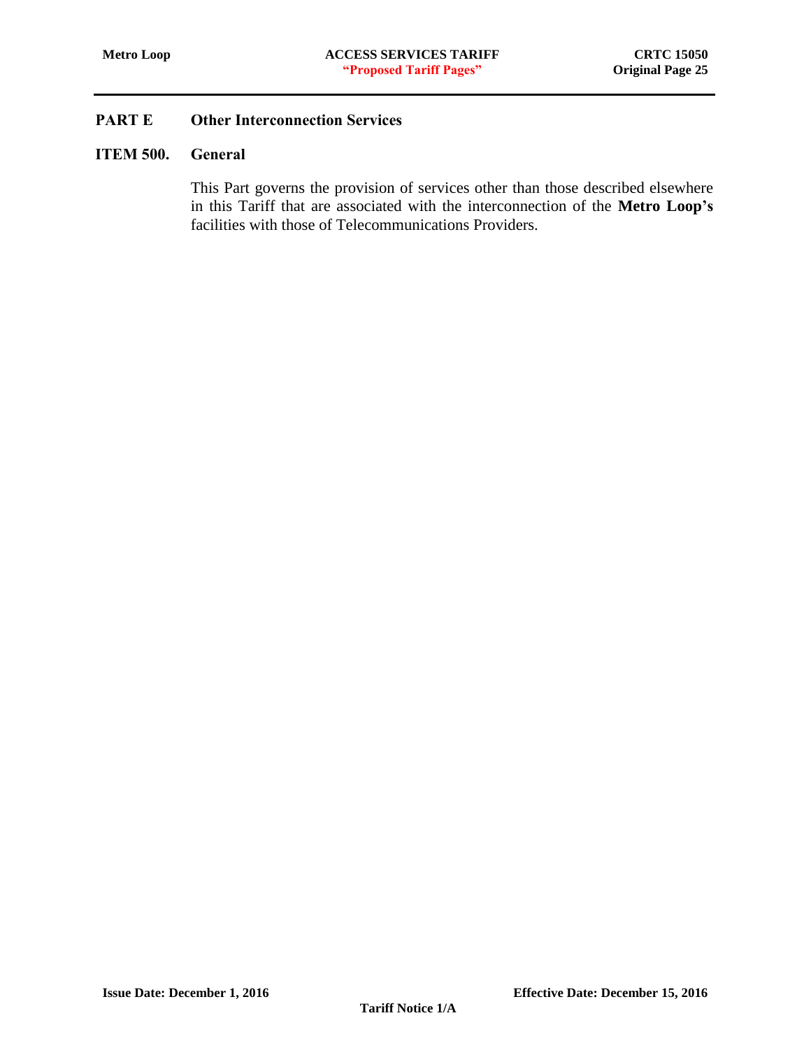## PART E Other Interconnection Services

### ITEM 500. General

This Part governs the provision of services other than those described elsewhere in this Tariff that are associated with the interconnection of the **Metro Loop's** facilities with those of Telecommunications Providers.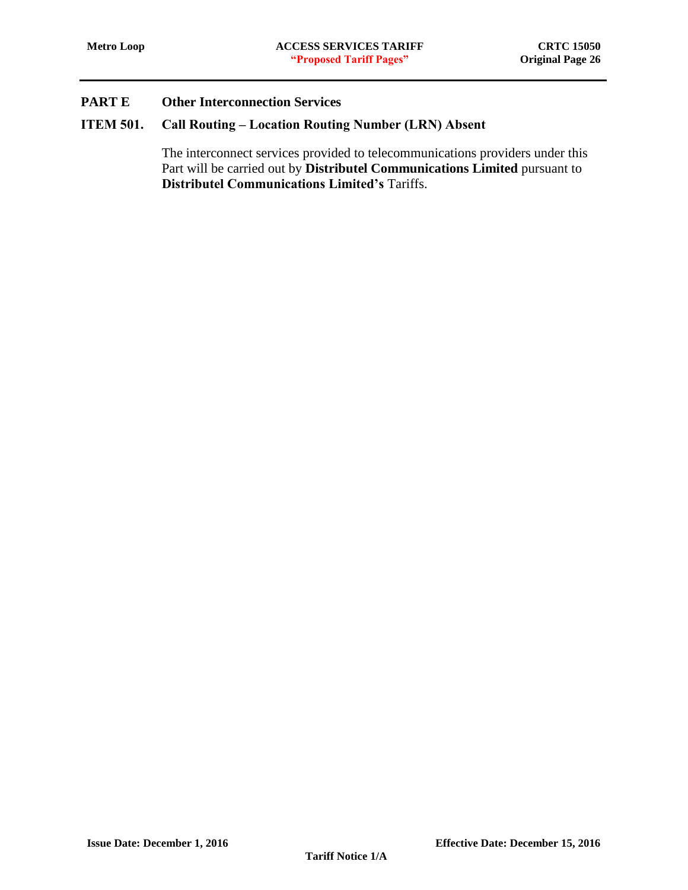## PART E Other Interconnection Services

### ITEM 501. Call Routing – Location Routing Number (LRN) Absent

The interconnect services provided to telecommunications providers under this Part will be carried out by **Distributel Communications Limited** pursuant to **Distributel Communications Limited's** Tariffs.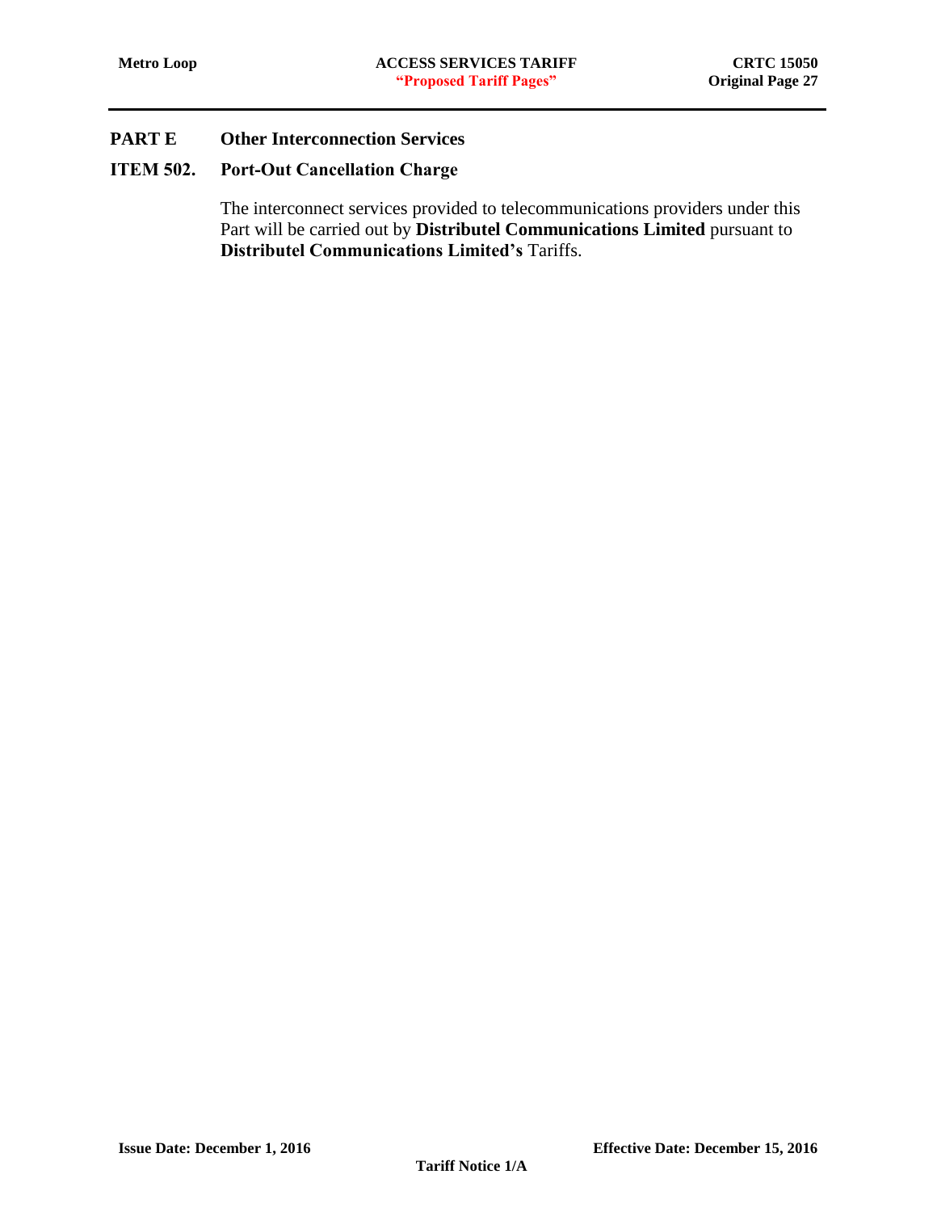## PART E Other Interconnection Services

### ITEM 502. Port-Out Cancellation Charge

The interconnect services provided to telecommunications providers under this Part will be carried out by **Distributel Communications Limited** pursuant to **Distributel Communications Limited's** Tariffs.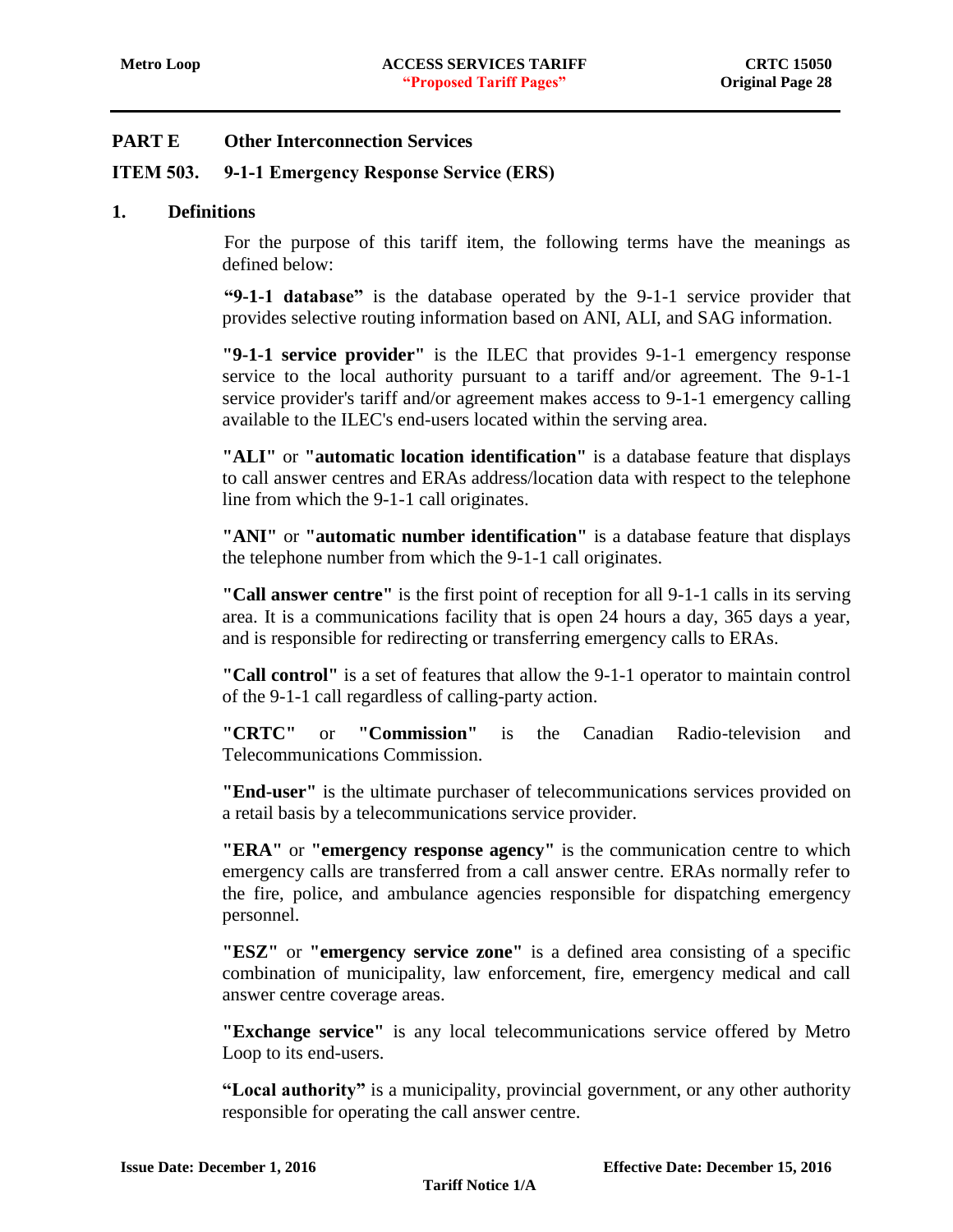## PART E Other Interconnection Services

### ITEM 503. 9-1-1 Emergency Response Service (ERS)

### 1. Definitions

For the purpose of this tariff item, the following terms have the meanings as defined below:

**"9-1-1 database"** is the database operated by the 9-1-1 service provider that provides selective routing information based on ANI, ALI, and SAG information.

**"9-1-1 service provider"** is the ILEC that provides 9-1-1 emergency response service to the local authority pursuant to a tariff and/or agreement. The 9-1-1 service provider's tariff and/or agreement makes access to 9-1-1 emergency calling available to the ILEC's end-users located within the serving area.

**"ALI"** or **"automatic location identification"** is a database feature that displays to call answer centres and ERAs address/location data with respect to the telephone line from which the 9-1-1 call originates.

**"ANI"** or **"automatic number identification"** is a database feature that displays the telephone number from which the 9-1-1 call originates.

**"Call answer centre"** is the first point of reception for all 9-1-1 calls in its serving area. It is a communications facility that is open 24 hours a day, 365 days a year, and is responsible for redirecting or transferring emergency calls to ERAs.

**"Call control"** is a set of features that allow the 9-1-1 operator to maintain control of the 9-1-1 call regardless of calling-party action.

**"CRTC"** or **"Commission"** is the Canadian Radio-television and Telecommunications Commission.

**"End-user"** is the ultimate purchaser of telecommunications services provided on a retail basis by a telecommunications service provider.

**"ERA"** or **"emergency response agency"** is the communication centre to which emergency calls are transferred from a call answer centre. ERAs normally refer to the fire, police, and ambulance agencies responsible for dispatching emergency personnel.

**"ESZ"** or **"emergency service zone"** is a defined area consisting of a specific combination of municipality, law enforcement, fire, emergency medical and call answer centre coverage areas.

**"Exchange service"** is any local telecommunications service offered by Metro Loop to its end-users.

**"Local authority"** is a municipality, provincial government, or any other authority responsible for operating the call answer centre.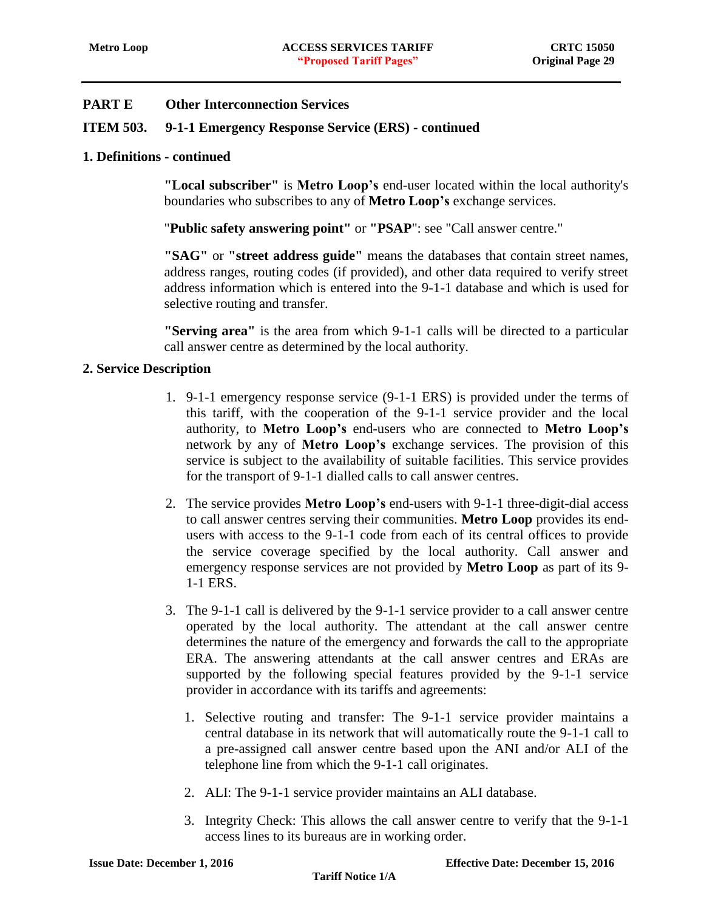## PART E Other Interconnection Services

### ITEM 503. 9-1-1 Emergency Response Service (ERS) - continued

#### 1. Definitions - continued

**"Local subscriber"** is **Metro Loop's** end-user located within the local authority's boundaries who subscribes to any of **Metro Loop's** exchange services.

"**Public safety answering point"** or **"PSAP**": see "Call answer centre."

**"SAG"** or **"street address guide"** means the databases that contain street names, address ranges, routing codes (if provided), and other data required to verify street address information which is entered into the 9-1-1 database and which is used for selective routing and transfer.

**"Serving area"** is the area from which 9-1-1 calls will be directed to a particular call answer centre as determined by the local authority.

#### 2. Service Description

1. 9-1-1 emergency response service (9-1-1 ERS) is provided under the terms of this tariff, with the cooperation of the 9-1-1 service provider and the local authority, to **Metro Loop's** end-users who are connected to **Metro Loop's** network by any of **Metro Loop's** exchange services. The provision of this service is subject to the availability of suitable facilities. This service provides for the transport of 9-1-1 dialled calls to call answer centres.

2. The service provides **Metro Loop's** end-users with 9-1-1 three-digit-dial access to call answer centres serving their communities. **Metro Loop** provides its end-users with access to the 9-1-1 code from each of its central offices to provide the service coverage specified by the local authority. Call answer and emergency response services are not provided by **Metro Loop** as part of its 9-1-1 ERS.

3. The 9-1-1 call is delivered by the 9-1-1 service provider to a call answer centre operated by the local authority. The attendant at the call answer centre determines the nature of the emergency and forwards the call to the appropriate ERA. The answering attendants at the call answer centres and ERAs are supported by the following special features provided by the 9-1-1 service provider in accordance with its tariffs and agreements:

   1. Selective routing and transfer: The 9-1-1 service provider maintains a central database in its network that will automatically route the 9-1-1 call to a pre-assigned call answer centre based upon the ANI and/or ALI of the telephone line from which the 9-1-1 call originates.

   2. ALI: The 9-1-1 service provider maintains an ALI database.

   3. Integrity Check: This allows the call answer centre to verify that the 9-1-1 access lines to its bureaus are in working order.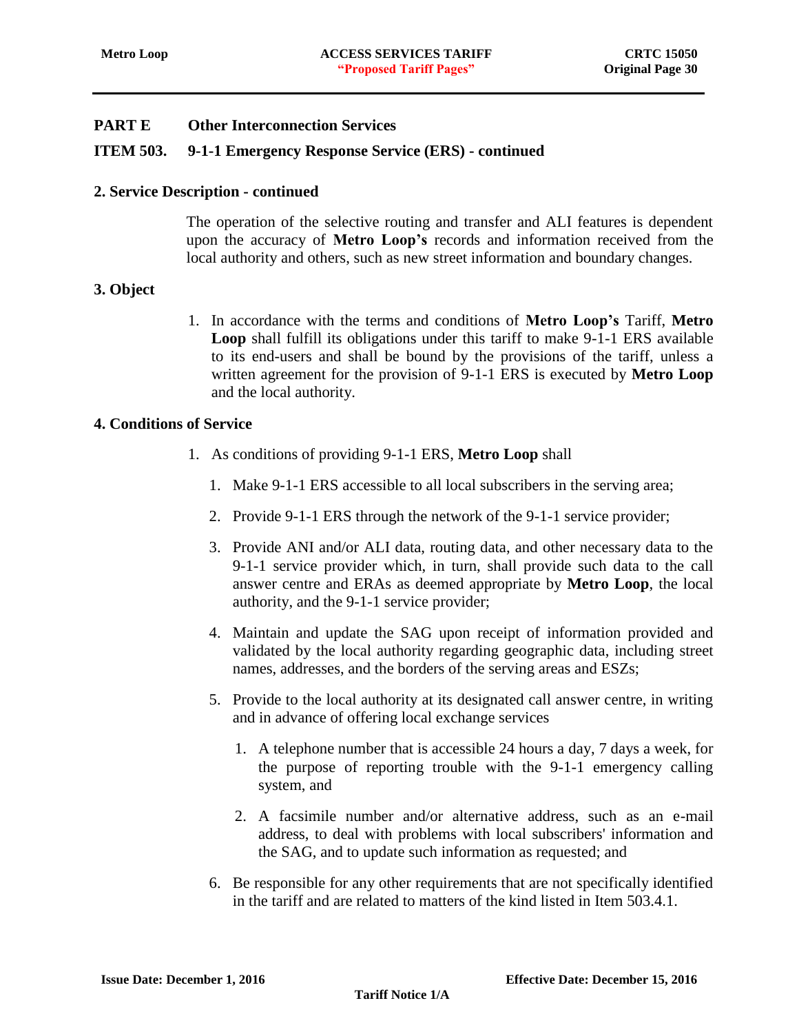## PART E Other Interconnection Services

### ITEM 503. 9-1-1 Emergency Response Service (ERS) - continued

#### 2. Service Description - continued

The operation of the selective routing and transfer and ALI features is dependent upon the accuracy of **Metro Loop's** records and information received from the local authority and others, such as new street information and boundary changes.

#### 3. Object

1. In accordance with the terms and conditions of **Metro Loop's** Tariff, **Metro Loop** shall fulfill its obligations under this tariff to make 9-1-1 ERS available to its end-users and shall be bound by the provisions of the tariff, unless a written agreement for the provision of 9-1-1 ERS is executed by **Metro Loop** and the local authority.

#### 4. Conditions of Service

1. As conditions of providing 9-1-1 ERS, **Metro Loop** shall
   1. Make 9-1-1 ERS accessible to all local subscribers in the serving area;
   2. Provide 9-1-1 ERS through the network of the 9-1-1 service provider;
   3. Provide ANI and/or ALI data, routing data, and other necessary data to the 9-1-1 service provider which, in turn, shall provide such data to the call answer centre and ERAs as deemed appropriate by **Metro Loop**, the local authority, and the 9-1-1 service provider;
   4. Maintain and update the SAG upon receipt of information provided and validated by the local authority regarding geographic data, including street names, addresses, and the borders of the serving areas and ESZs;
   5. Provide to the local authority at its designated call answer centre, in writing and in advance of offering local exchange services
      1. A telephone number that is accessible 24 hours a day, 7 days a week, for the purpose of reporting trouble with the 9-1-1 emergency calling system, and
      2. A facsimile number and/or alternative address, such as an e-mail address, to deal with problems with local subscribers' information and the SAG, and to update such information as requested; and
   6. Be responsible for any other requirements that are not specifically identified in the tariff and are related to matters of the kind listed in Item 503.4.1.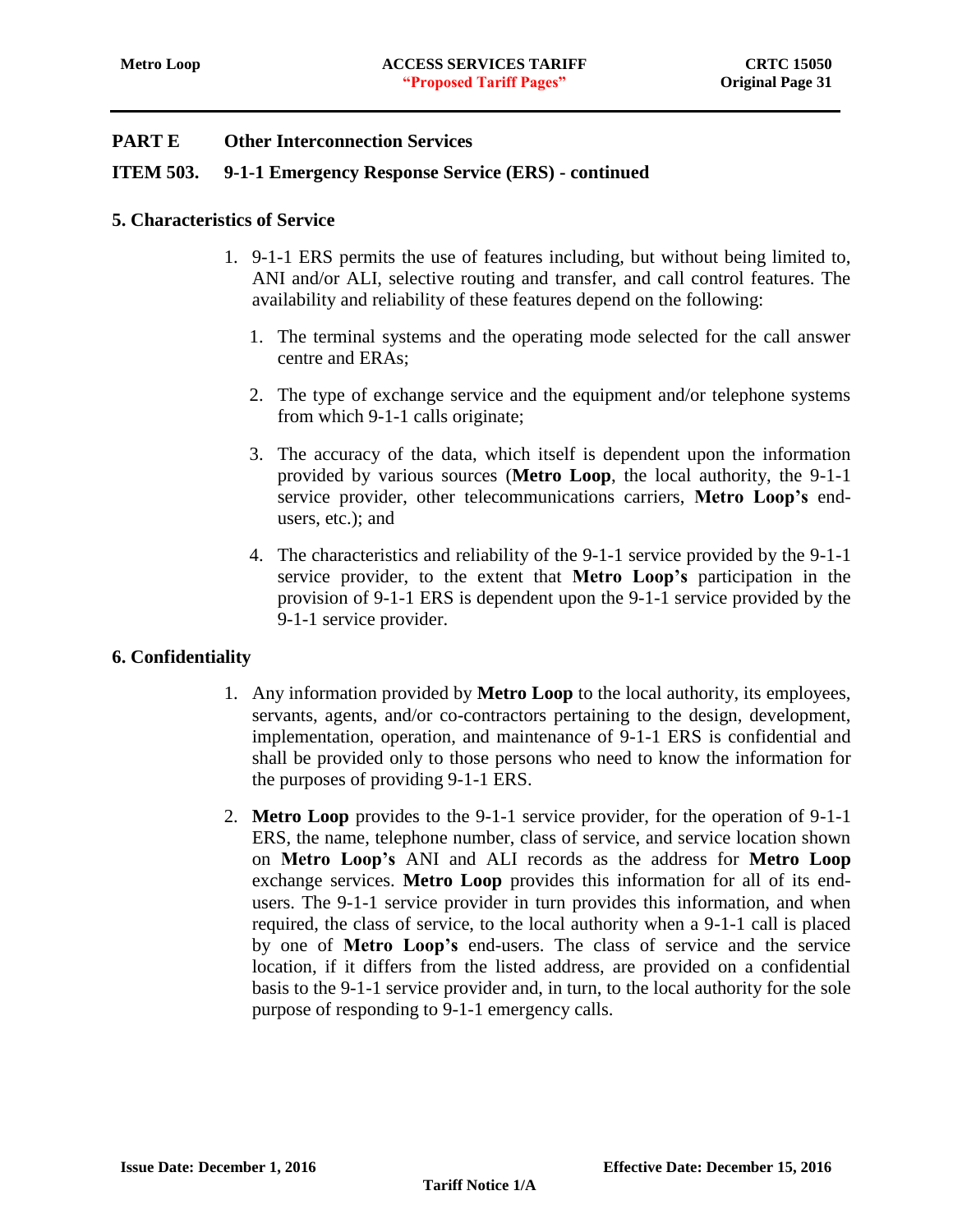**PART E Other Interconnection Services**

**ITEM 503. 9-1-1 Emergency Response Service (ERS) - continued**

**5. Characteristics of Service**

1. 9-1-1 ERS permits the use of features including, but without being limited to, ANI and/or ALI, selective routing and transfer, and call control features. The availability and reliability of these features depend on the following:

   1. The terminal systems and the operating mode selected for the call answer centre and ERAs;

   2. The type of exchange service and the equipment and/or telephone systems from which 9-1-1 calls originate;

   3. The accuracy of the data, which itself is dependent upon the information provided by various sources (**Metro Loop**, the local authority, the 9-1-1 service provider, other telecommunications carriers, **Metro Loop's** end-users, etc.); and

   4. The characteristics and reliability of the 9-1-1 service provided by the 9-1-1 service provider, to the extent that **Metro Loop's** participation in the provision of 9-1-1 ERS is dependent upon the 9-1-1 service provided by the 9-1-1 service provider.

**6. Confidentiality**

1. Any information provided by **Metro Loop** to the local authority, its employees, servants, agents, and/or co-contractors pertaining to the design, development, implementation, operation, and maintenance of 9-1-1 ERS is confidential and shall be provided only to those persons who need to know the information for the purposes of providing 9-1-1 ERS.

2. **Metro Loop** provides to the 9-1-1 service provider, for the operation of 9-1-1 ERS, the name, telephone number, class of service, and service location shown on **Metro Loop's** ANI and ALI records as the address for **Metro Loop** exchange services. **Metro Loop** provides this information for all of its end-users. The 9-1-1 service provider in turn provides this information, and when required, the class of service, to the local authority when a 9-1-1 call is placed by one of **Metro Loop's** end-users. The class of service and the service location, if it differs from the listed address, are provided on a confidential basis to the 9-1-1 service provider and, in turn, to the local authority for the sole purpose of responding to 9-1-1 emergency calls.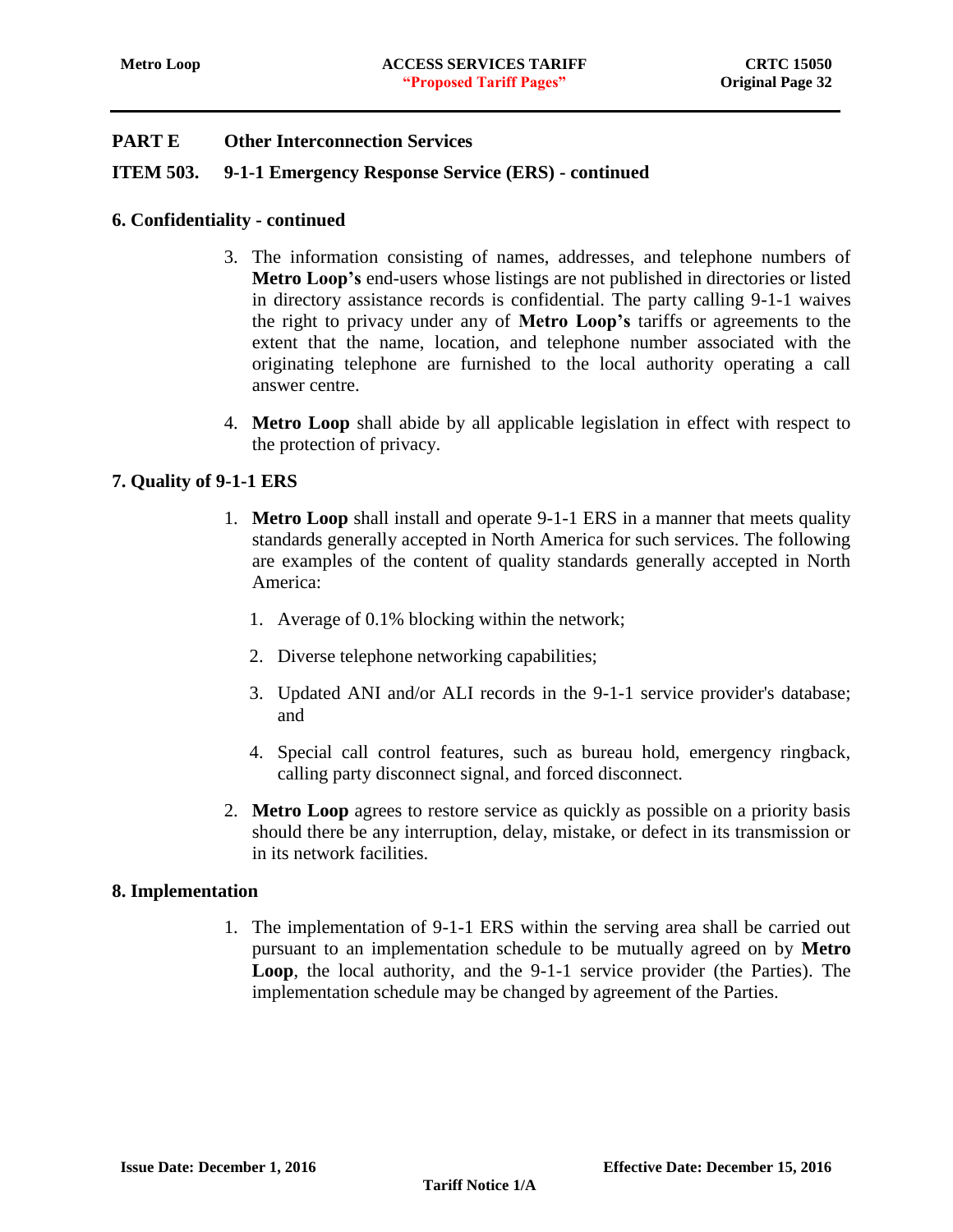## PART E Other Interconnection Services

### ITEM 503. 9-1-1 Emergency Response Service (ERS) - continued

#### 6. Confidentiality - continued

3. The information consisting of names, addresses, and telephone numbers of **Metro Loop's** end-users whose listings are not published in directories or listed in directory assistance records is confidential. The party calling 9-1-1 waives the right to privacy under any of **Metro Loop's** tariffs or agreements to the extent that the name, location, and telephone number associated with the originating telephone are furnished to the local authority operating a call answer centre.

4. **Metro Loop** shall abide by all applicable legislation in effect with respect to the protection of privacy.

#### 7. Quality of 9-1-1 ERS

1. **Metro Loop** shall install and operate 9-1-1 ERS in a manner that meets quality standards generally accepted in North America for such services. The following are examples of the content of quality standards generally accepted in North America:

   1. Average of 0.1% blocking within the network;

   2. Diverse telephone networking capabilities;

   3. Updated ANI and/or ALI records in the 9-1-1 service provider's database; and

   4. Special call control features, such as bureau hold, emergency ringback, calling party disconnect signal, and forced disconnect.

2. **Metro Loop** agrees to restore service as quickly as possible on a priority basis should there be any interruption, delay, mistake, or defect in its transmission or in its network facilities.

#### 8. Implementation

1. The implementation of 9-1-1 ERS within the serving area shall be carried out pursuant to an implementation schedule to be mutually agreed on by **Metro Loop**, the local authority, and the 9-1-1 service provider (the Parties). The implementation schedule may be changed by agreement of the Parties.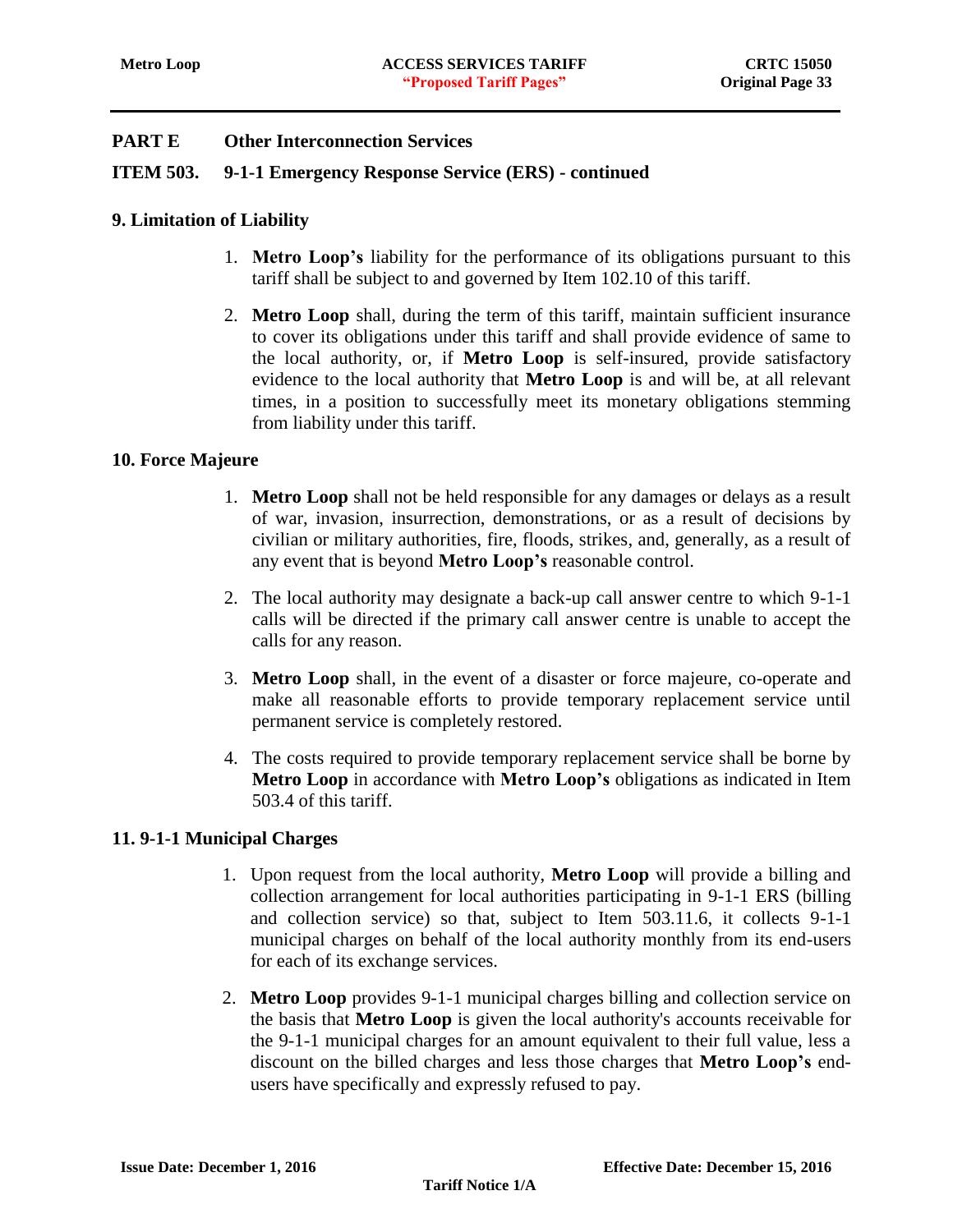## PART E Other Interconnection Services

### ITEM 503. 9-1-1 Emergency Response Service (ERS) - continued

#### 9. Limitation of Liability

1. **Metro Loop's** liability for the performance of its obligations pursuant to this tariff shall be subject to and governed by Item 102.10 of this tariff.
2. **Metro Loop** shall, during the term of this tariff, maintain sufficient insurance to cover its obligations under this tariff and shall provide evidence of same to the local authority, or, if **Metro Loop** is self-insured, provide satisfactory evidence to the local authority that **Metro Loop** is and will be, at all relevant times, in a position to successfully meet its monetary obligations stemming from liability under this tariff.

#### 10. Force Majeure

1. **Metro Loop** shall not be held responsible for any damages or delays as a result of war, invasion, insurrection, demonstrations, or as a result of decisions by civilian or military authorities, fire, floods, strikes, and, generally, as a result of any event that is beyond **Metro Loop's** reasonable control.
2. The local authority may designate a back-up call answer centre to which 9-1-1 calls will be directed if the primary call answer centre is unable to accept the calls for any reason.
3. **Metro Loop** shall, in the event of a disaster or force majeure, co-operate and make all reasonable efforts to provide temporary replacement service until permanent service is completely restored.
4. The costs required to provide temporary replacement service shall be borne by **Metro Loop** in accordance with **Metro Loop's** obligations as indicated in Item 503.4 of this tariff.

#### 11. 9-1-1 Municipal Charges

1. Upon request from the local authority, **Metro Loop** will provide a billing and collection arrangement for local authorities participating in 9-1-1 ERS (billing and collection service) so that, subject to Item 503.11.6, it collects 9-1-1 municipal charges on behalf of the local authority monthly from its end-users for each of its exchange services.
2. **Metro Loop** provides 9-1-1 municipal charges billing and collection service on the basis that **Metro Loop** is given the local authority's accounts receivable for the 9-1-1 municipal charges for an amount equivalent to their full value, less a discount on the billed charges and less those charges that **Metro Loop's** end-users have specifically and expressly refused to pay.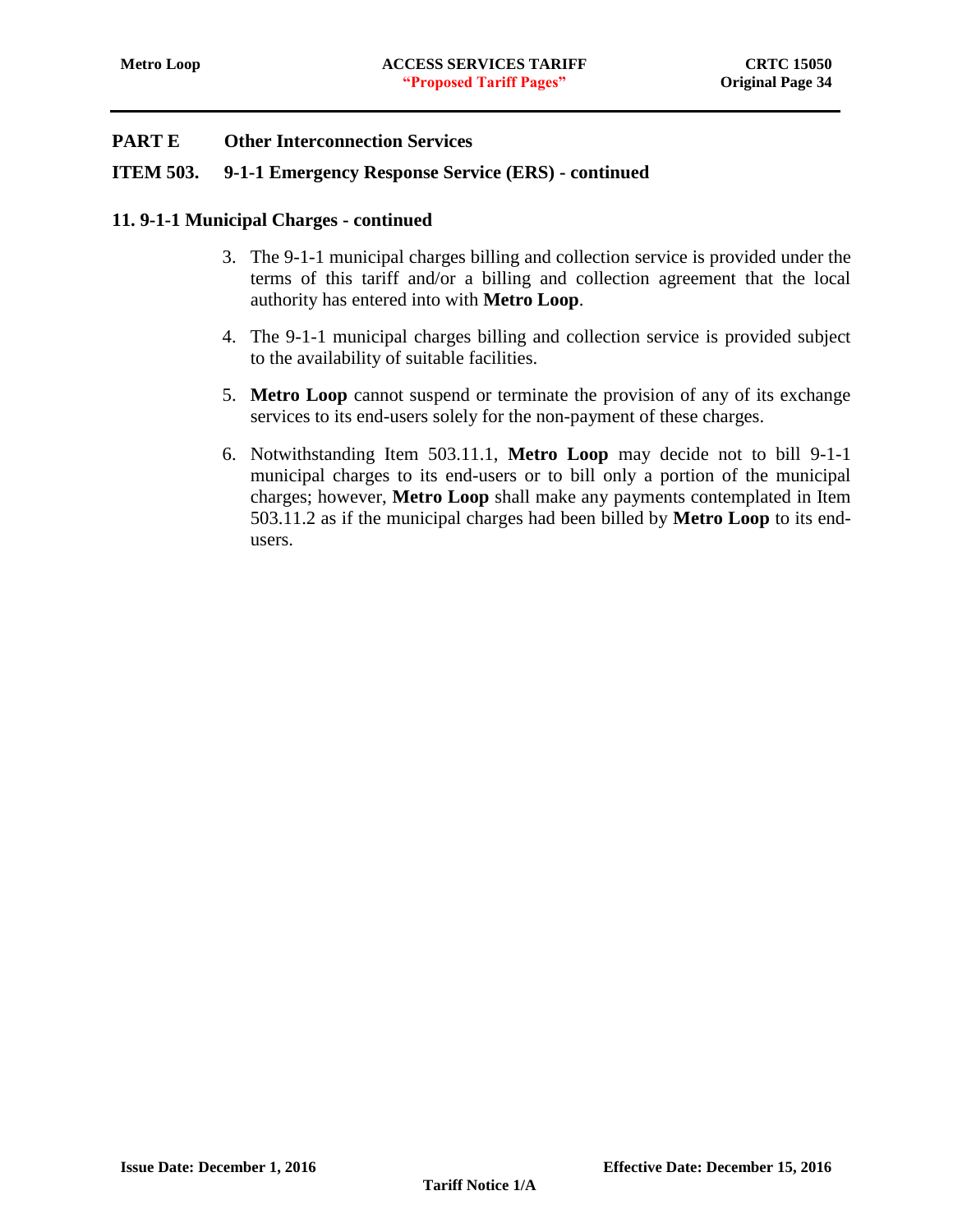## PART E Other Interconnection Services

### ITEM 503. 9-1-1 Emergency Response Service (ERS) - continued

#### 11. 9-1-1 Municipal Charges - continued

3. The 9-1-1 municipal charges billing and collection service is provided under the terms of this tariff and/or a billing and collection agreement that the local authority has entered into with **Metro Loop**.

4. The 9-1-1 municipal charges billing and collection service is provided subject to the availability of suitable facilities.

5. **Metro Loop** cannot suspend or terminate the provision of any of its exchange services to its end-users solely for the non-payment of these charges.

6. Notwithstanding Item 503.11.1, **Metro Loop** may decide not to bill 9-1-1 municipal charges to its end-users or to bill only a portion of the municipal charges; however, **Metro Loop** shall make any payments contemplated in Item 503.11.2 as if the municipal charges had been billed by **Metro Loop** to its end-users.